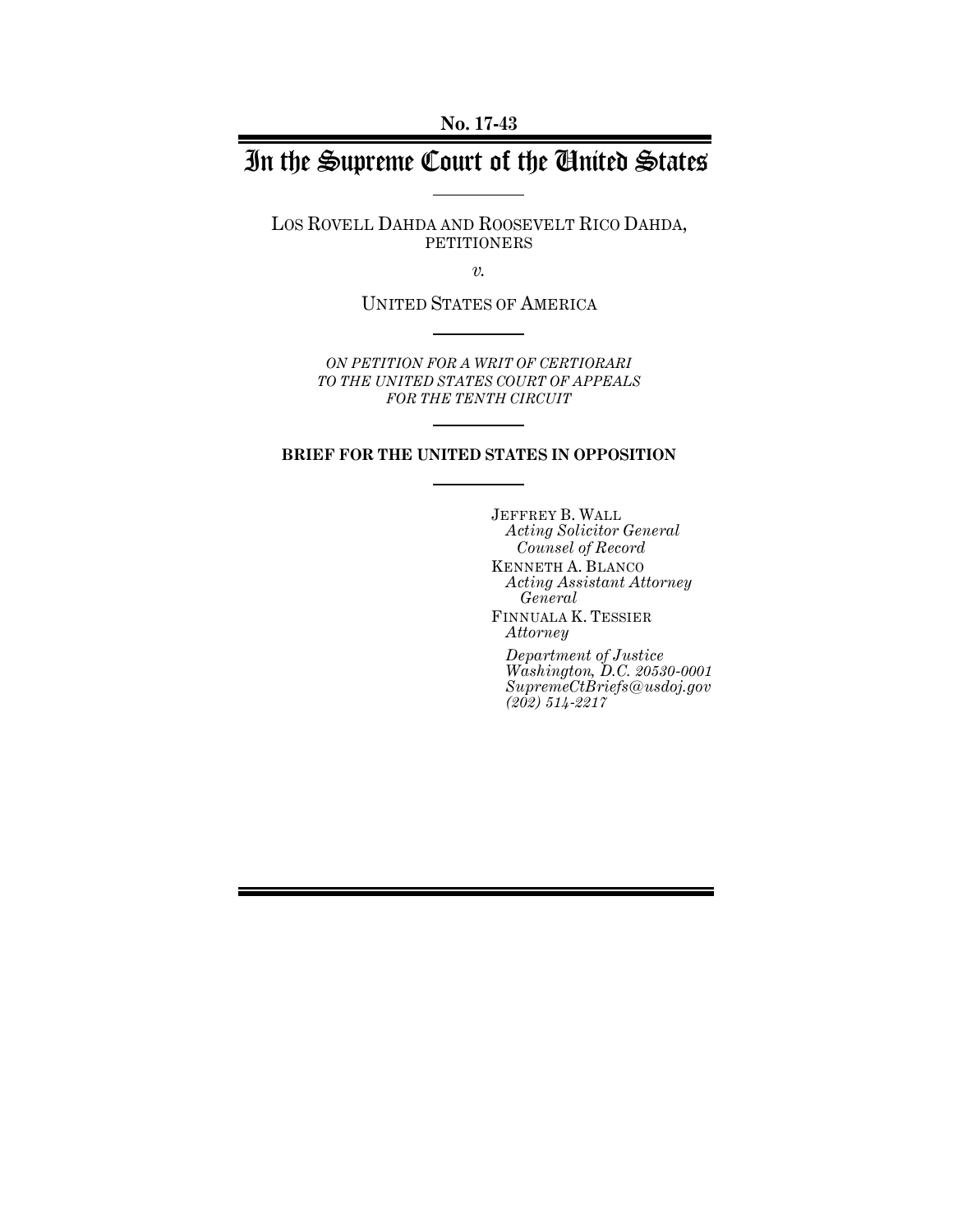No. 17-43

# In the Supreme Court of the United States

LOS ROVELL DAHDA AND ROOSEVELT RICO DAHDA, PETITIONERS

*v.*

UNITED STATES OF AMERICA

*ON PETITION FOR A WRIT OF CERTIORARI TO THE UNITED STATES COURT OF APPEALS FOR THE TENTH CIRCUIT*

**BRIEF FOR THE UNITED STATES IN OPPOSITION**

JEFFREY B. WALL
*Acting Solicitor General*
*Counsel of Record*

KENNETH A. BLANCO
*Acting Assistant Attorney General*

FINNUALA K. TESSIER
*Attorney*

*Department of Justice*
*Washington, D.C. 20530-0001*
*SupremeCtBriefs@usdoj.gov*
*(202) 514-2217*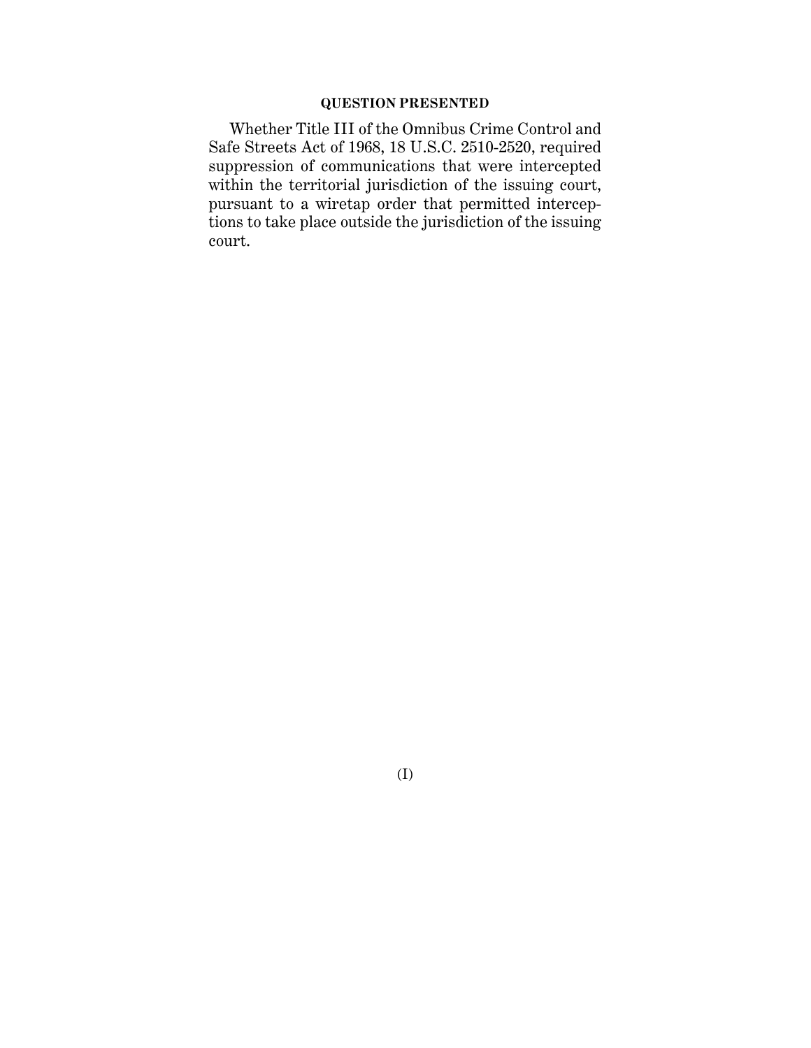## QUESTION PRESENTED

Whether Title III of the Omnibus Crime Control and Safe Streets Act of 1968, 18 U.S.C. 2510-2520, required suppression of communications that were intercepted within the territorial jurisdiction of the issuing court, pursuant to a wiretap order that permitted interceptions to take place outside the jurisdiction of the issuing court.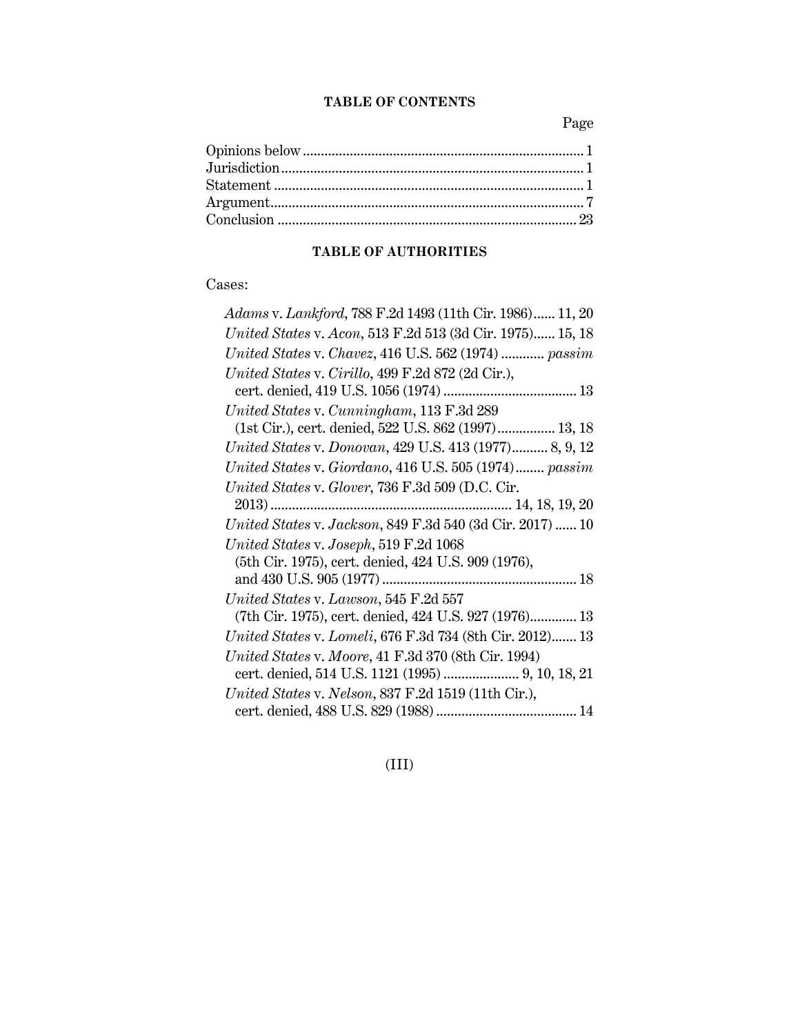## TABLE OF CONTENTS

| | Page |
|---|---|
| Opinions below | 1 |
| Jurisdiction | 1 |
| Statement | 1 |
| Argument | 7 |
| Conclusion | 23 |

## TABLE OF AUTHORITIES

Cases:

*Adams* v. *Lankford*, 788 F.2d 1493 (11th Cir. 1986) ...... 11, 20

*United States* v. *Acon*, 513 F.2d 513 (3d Cir. 1975) ...... 15, 18

*United States* v. *Chavez*, 416 U.S. 562 (1974) ............ *passim*

*United States* v. *Cirillo*, 499 F.2d 872 (2d Cir.), cert. denied, 419 U.S. 1056 (1974) ...... 13

*United States* v. *Cunningham*, 113 F.3d 289 (1st Cir.), cert. denied, 522 U.S. 862 (1997) ...... 13, 18

*United States* v. *Donovan*, 429 U.S. 413 (1977) .......... 8, 9, 12

*United States* v. *Giordano*, 416 U.S. 505 (1974) ........ *passim*

*United States* v. *Glover*, 736 F.3d 509 (D.C. Cir. 2013) ...... 14, 18, 19, 20

*United States* v. *Jackson*, 849 F.3d 540 (3d Cir. 2017) ...... 10

*United States* v. *Joseph*, 519 F.2d 1068 (5th Cir. 1975), cert. denied, 424 U.S. 909 (1976), and 430 U.S. 905 (1977) ...... 18

*United States* v. *Lawson*, 545 F.2d 557 (7th Cir. 1975), cert. denied, 424 U.S. 927 (1976) ...... 13

*United States* v. *Lomeli*, 676 F.3d 734 (8th Cir. 2012) ...... 13

*United States* v. *Moore*, 41 F.3d 370 (8th Cir. 1994) cert. denied, 514 U.S. 1121 (1995) ...... 9, 10, 18, 21

*United States* v. *Nelson*, 837 F.2d 1519 (11th Cir.), cert. denied, 488 U.S. 829 (1988) ...... 14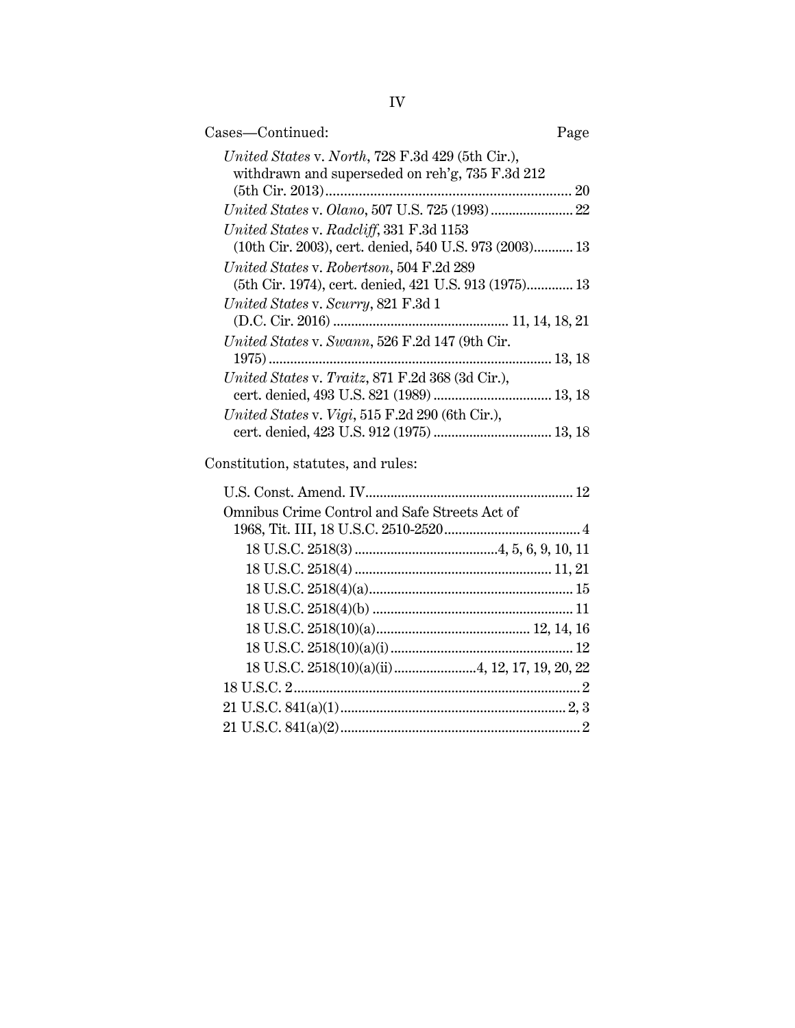Cases—Continued: Page

*United States* v. *North*, 728 F.3d 429 (5th Cir.), withdrawn and superseded on reh'g, 735 F.3d 212 (5th Cir. 2013) ... 20

*United States* v. *Olano*, 507 U.S. 725 (1993) ... 22

*United States* v. *Radcliff*, 331 F.3d 1153 (10th Cir. 2003), cert. denied, 540 U.S. 973 (2003) ... 13

*United States* v. *Robertson*, 504 F.2d 289 (5th Cir. 1974), cert. denied, 421 U.S. 913 (1975) ... 13

*United States* v. *Scurry*, 821 F.3d 1 (D.C. Cir. 2016) ... 11, 14, 18, 21

*United States* v. *Swann*, 526 F.2d 147 (9th Cir. 1975) ... 13, 18

*United States* v. *Traitz*, 871 F.2d 368 (3d Cir.), cert. denied, 493 U.S. 821 (1989) ... 13, 18

*United States* v. *Vigi*, 515 F.2d 290 (6th Cir.), cert. denied, 423 U.S. 912 (1975) ... 13, 18

Constitution, statutes, and rules:

U.S. Const. Amend. IV ... 12

Omnibus Crime Control and Safe Streets Act of 1968, Tit. III, 18 U.S.C. 2510-2520 ... 4

- 18 U.S.C. 2518(3) ... 4, 5, 6, 9, 10, 11
- 18 U.S.C. 2518(4) ... 11, 21
- 18 U.S.C. 2518(4)(a) ... 15
- 18 U.S.C. 2518(4)(b) ... 11
- 18 U.S.C. 2518(10)(a) ... 12, 14, 16
- 18 U.S.C. 2518(10)(a)(i) ... 12
- 18 U.S.C. 2518(10)(a)(ii) ... 4, 12, 17, 19, 20, 22

18 U.S.C. 2 ... 2

21 U.S.C. 841(a)(1) ... 2, 3

21 U.S.C. 841(a)(2) ... 2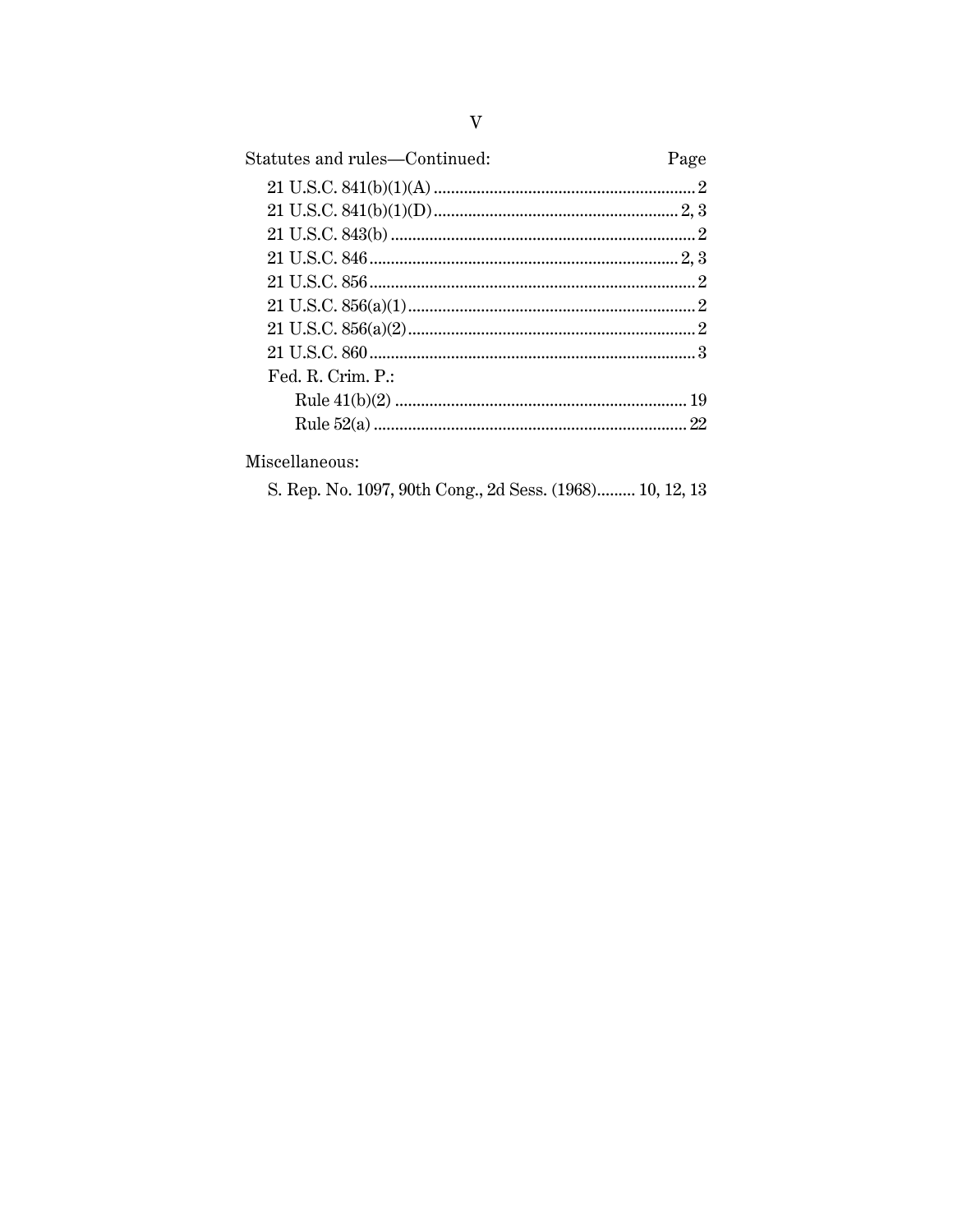Statutes and rules—Continued: Page

21 U.S.C. 841(b)(1)(A) ... 2
21 U.S.C. 841(b)(1)(D) ... 2, 3
21 U.S.C. 843(b) ... 2
21 U.S.C. 846 ... 2, 3
21 U.S.C. 856 ... 2
21 U.S.C. 856(a)(1) ... 2
21 U.S.C. 856(a)(2) ... 2
21 U.S.C. 860 ... 3
Fed. R. Crim. P.:
- Rule 41(b)(2) ... 19
- Rule 52(a) ... 22

Miscellaneous:

S. Rep. No. 1097, 90th Cong., 2d Sess. (1968) ... 10, 12, 13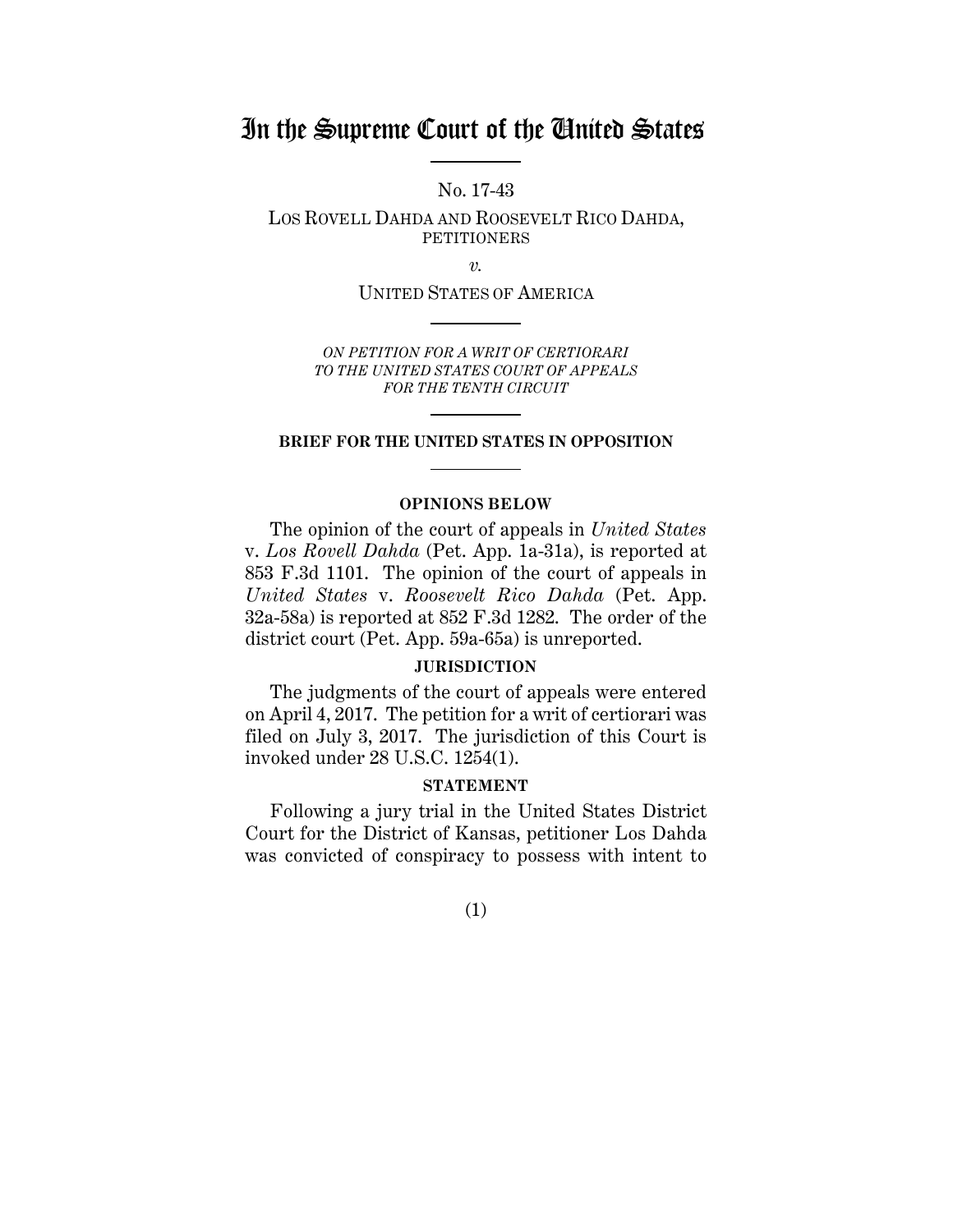# In the Supreme Court of the United States

No. 17-43

LOS ROVELL DAHDA AND ROOSEVELT RICO DAHDA, PETITIONERS

*v.*

UNITED STATES OF AMERICA

*ON PETITION FOR A WRIT OF CERTIORARI TO THE UNITED STATES COURT OF APPEALS FOR THE TENTH CIRCUIT*

**BRIEF FOR THE UNITED STATES IN OPPOSITION**

## OPINIONS BELOW

The opinion of the court of appeals in *United States* v. *Los Rovell Dahda* (Pet. App. 1a-31a), is reported at 853 F.3d 1101. The opinion of the court of appeals in *United States* v. *Roosevelt Rico Dahda* (Pet. App. 32a-58a) is reported at 852 F.3d 1282. The order of the district court (Pet. App. 59a-65a) is unreported.

## JURISDICTION

The judgments of the court of appeals were entered on April 4, 2017. The petition for a writ of certiorari was filed on July 3, 2017. The jurisdiction of this Court is invoked under 28 U.S.C. 1254(1).

## STATEMENT

Following a jury trial in the United States District Court for the District of Kansas, petitioner Los Dahda was convicted of conspiracy to possess with intent to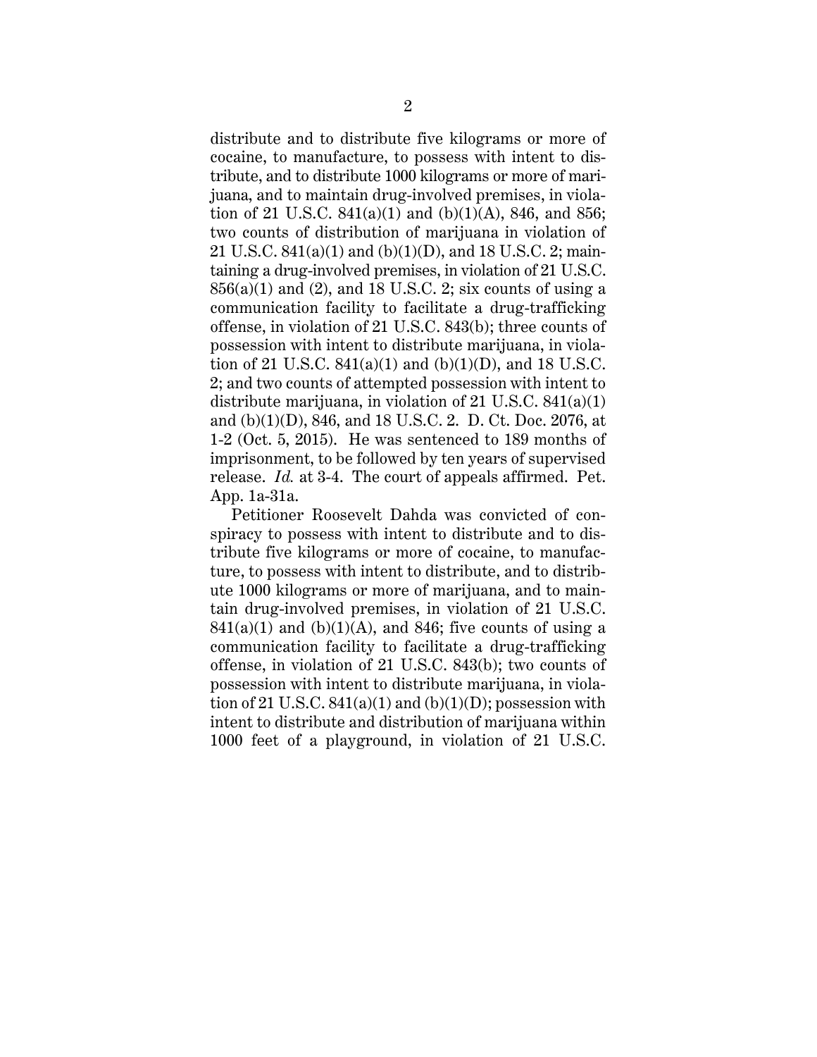distribute and to distribute five kilograms or more of cocaine, to manufacture, to possess with intent to distribute, and to distribute 1000 kilograms or more of marijuana, and to maintain drug-involved premises, in violation of 21 U.S.C. 841(a)(1) and (b)(1)(A), 846, and 856; two counts of distribution of marijuana in violation of 21 U.S.C. 841(a)(1) and (b)(1)(D), and 18 U.S.C. 2; maintaining a drug-involved premises, in violation of 21 U.S.C. 856(a)(1) and (2), and 18 U.S.C. 2; six counts of using a communication facility to facilitate a drug-trafficking offense, in violation of 21 U.S.C. 843(b); three counts of possession with intent to distribute marijuana, in violation of 21 U.S.C. 841(a)(1) and (b)(1)(D), and 18 U.S.C. 2; and two counts of attempted possession with intent to distribute marijuana, in violation of 21 U.S.C. 841(a)(1) and (b)(1)(D), 846, and 18 U.S.C. 2. D. Ct. Doc. 2076, at 1-2 (Oct. 5, 2015). He was sentenced to 189 months of imprisonment, to be followed by ten years of supervised release. *Id.* at 3-4. The court of appeals affirmed. Pet. App. 1a-31a.

Petitioner Roosevelt Dahda was convicted of conspiracy to possess with intent to distribute and to distribute five kilograms or more of cocaine, to manufacture, to possess with intent to distribute, and to distribute 1000 kilograms or more of marijuana, and to maintain drug-involved premises, in violation of 21 U.S.C. 841(a)(1) and (b)(1)(A), and 846; five counts of using a communication facility to facilitate a drug-trafficking offense, in violation of 21 U.S.C. 843(b); two counts of possession with intent to distribute marijuana, in violation of 21 U.S.C. 841(a)(1) and (b)(1)(D); possession with intent to distribute and distribution of marijuana within 1000 feet of a playground, in violation of 21 U.S.C.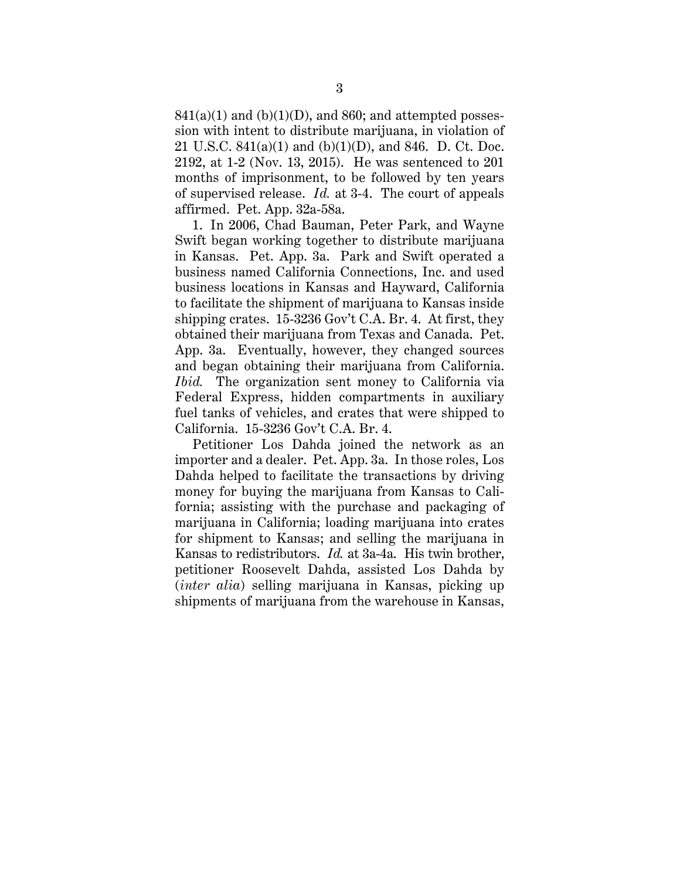841(a)(1) and (b)(1)(D), and 860; and attempted possession with intent to distribute marijuana, in violation of 21 U.S.C. 841(a)(1) and (b)(1)(D), and 846. D. Ct. Doc. 2192, at 1-2 (Nov. 13, 2015). He was sentenced to 201 months of imprisonment, to be followed by ten years of supervised release. *Id.* at 3-4. The court of appeals affirmed. Pet. App. 32a-58a.

1. In 2006, Chad Bauman, Peter Park, and Wayne Swift began working together to distribute marijuana in Kansas. Pet. App. 3a. Park and Swift operated a business named California Connections, Inc. and used business locations in Kansas and Hayward, California to facilitate the shipment of marijuana to Kansas inside shipping crates. 15-3236 Gov't C.A. Br. 4. At first, they obtained their marijuana from Texas and Canada. Pet. App. 3a. Eventually, however, they changed sources and began obtaining their marijuana from California. *Ibid.* The organization sent money to California via Federal Express, hidden compartments in auxiliary fuel tanks of vehicles, and crates that were shipped to California. 15-3236 Gov't C.A. Br. 4.

Petitioner Los Dahda joined the network as an importer and a dealer. Pet. App. 3a. In those roles, Los Dahda helped to facilitate the transactions by driving money for buying the marijuana from Kansas to California; assisting with the purchase and packaging of marijuana in California; loading marijuana into crates for shipment to Kansas; and selling the marijuana in Kansas to redistributors. *Id.* at 3a-4a. His twin brother, petitioner Roosevelt Dahda, assisted Los Dahda by (*inter alia*) selling marijuana in Kansas, picking up shipments of marijuana from the warehouse in Kansas,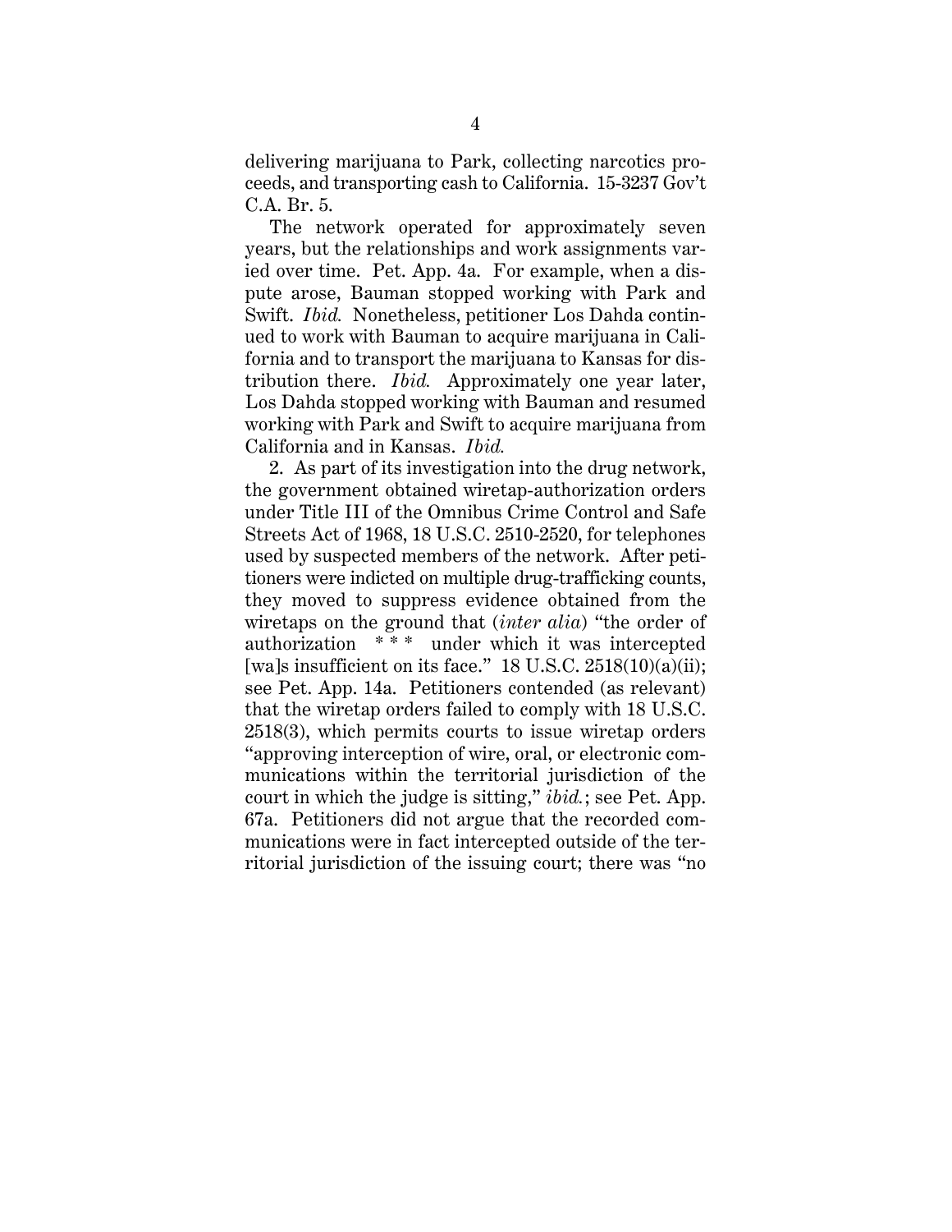delivering marijuana to Park, collecting narcotics proceeds, and transporting cash to California. 15-3237 Gov't C.A. Br. 5.

The network operated for approximately seven years, but the relationships and work assignments varied over time. Pet. App. 4a. For example, when a dispute arose, Bauman stopped working with Park and Swift. *Ibid.* Nonetheless, petitioner Los Dahda continued to work with Bauman to acquire marijuana in California and to transport the marijuana to Kansas for distribution there. *Ibid.* Approximately one year later, Los Dahda stopped working with Bauman and resumed working with Park and Swift to acquire marijuana from California and in Kansas. *Ibid.*

2. As part of its investigation into the drug network, the government obtained wiretap-authorization orders under Title III of the Omnibus Crime Control and Safe Streets Act of 1968, 18 U.S.C. 2510-2520, for telephones used by suspected members of the network. After petitioners were indicted on multiple drug-trafficking counts, they moved to suppress evidence obtained from the wiretaps on the ground that (*inter alia*) "the order of authorization \* \* \* under which it was intercepted [wa]s insufficient on its face." 18 U.S.C. 2518(10)(a)(ii); see Pet. App. 14a. Petitioners contended (as relevant) that the wiretap orders failed to comply with 18 U.S.C. 2518(3), which permits courts to issue wiretap orders "approving interception of wire, oral, or electronic communications within the territorial jurisdiction of the court in which the judge is sitting," *ibid.*; see Pet. App. 67a. Petitioners did not argue that the recorded communications were in fact intercepted outside of the territorial jurisdiction of the issuing court; there was "no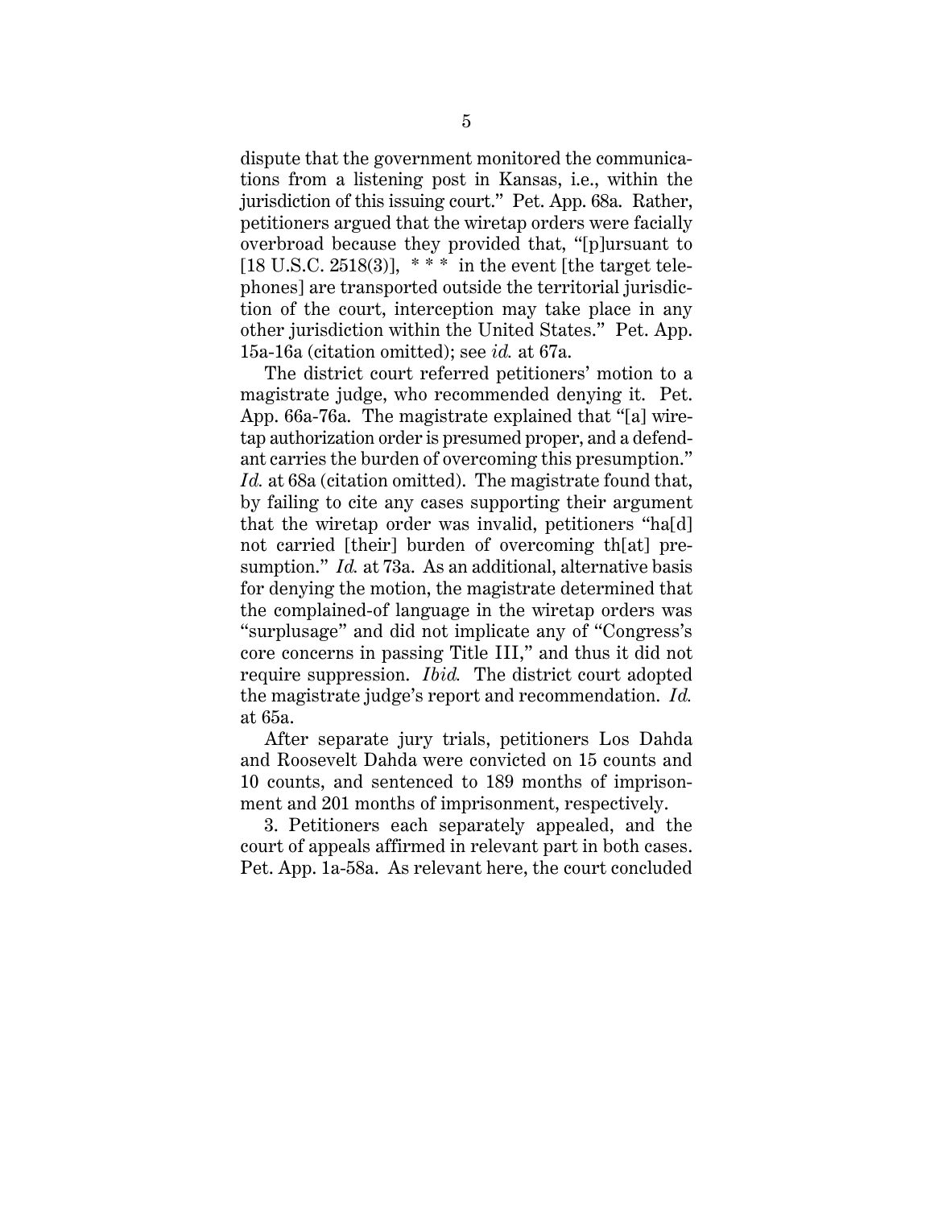dispute that the government monitored the communications from a listening post in Kansas, i.e., within the jurisdiction of this issuing court." Pet. App. 68a. Rather, petitioners argued that the wiretap orders were facially overbroad because they provided that, "[p]ursuant to [18 U.S.C. 2518(3)], * * * in the event [the target telephones] are transported outside the territorial jurisdiction of the court, interception may take place in any other jurisdiction within the United States." Pet. App. 15a-16a (citation omitted); see *id.* at 67a.

The district court referred petitioners' motion to a magistrate judge, who recommended denying it. Pet. App. 66a-76a. The magistrate explained that "[a] wiretap authorization order is presumed proper, and a defendant carries the burden of overcoming this presumption." *Id.* at 68a (citation omitted). The magistrate found that, by failing to cite any cases supporting their argument that the wiretap order was invalid, petitioners "ha[d] not carried [their] burden of overcoming th[at] presumption." *Id.* at 73a. As an additional, alternative basis for denying the motion, the magistrate determined that the complained-of language in the wiretap orders was "surplusage" and did not implicate any of "Congress's core concerns in passing Title III," and thus it did not require suppression. *Ibid.* The district court adopted the magistrate judge's report and recommendation. *Id.* at 65a.

After separate jury trials, petitioners Los Dahda and Roosevelt Dahda were convicted on 15 counts and 10 counts, and sentenced to 189 months of imprisonment and 201 months of imprisonment, respectively.

3. Petitioners each separately appealed, and the court of appeals affirmed in relevant part in both cases. Pet. App. 1a-58a. As relevant here, the court concluded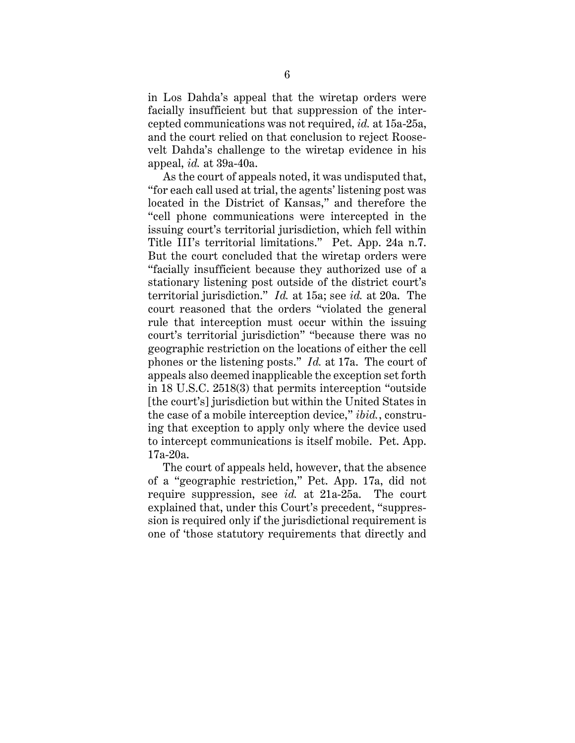in Los Dahda's appeal that the wiretap orders were facially insufficient but that suppression of the intercepted communications was not required, *id.* at 15a-25a, and the court relied on that conclusion to reject Roosevelt Dahda's challenge to the wiretap evidence in his appeal, *id.* at 39a-40a.

As the court of appeals noted, it was undisputed that, "for each call used at trial, the agents' listening post was located in the District of Kansas," and therefore the "cell phone communications were intercepted in the issuing court's territorial jurisdiction, which fell within Title III's territorial limitations." Pet. App. 24a n.7. But the court concluded that the wiretap orders were "facially insufficient because they authorized use of a stationary listening post outside of the district court's territorial jurisdiction." *Id.* at 15a; see *id.* at 20a. The court reasoned that the orders "violated the general rule that interception must occur within the issuing court's territorial jurisdiction" "because there was no geographic restriction on the locations of either the cell phones or the listening posts." *Id.* at 17a. The court of appeals also deemed inapplicable the exception set forth in 18 U.S.C. 2518(3) that permits interception "outside [the court's] jurisdiction but within the United States in the case of a mobile interception device," *ibid.*, construing that exception to apply only where the device used to intercept communications is itself mobile. Pet. App. 17a-20a.

The court of appeals held, however, that the absence of a "geographic restriction," Pet. App. 17a, did not require suppression, see *id.* at 21a-25a. The court explained that, under this Court's precedent, "suppression is required only if the jurisdictional requirement is one of 'those statutory requirements that directly and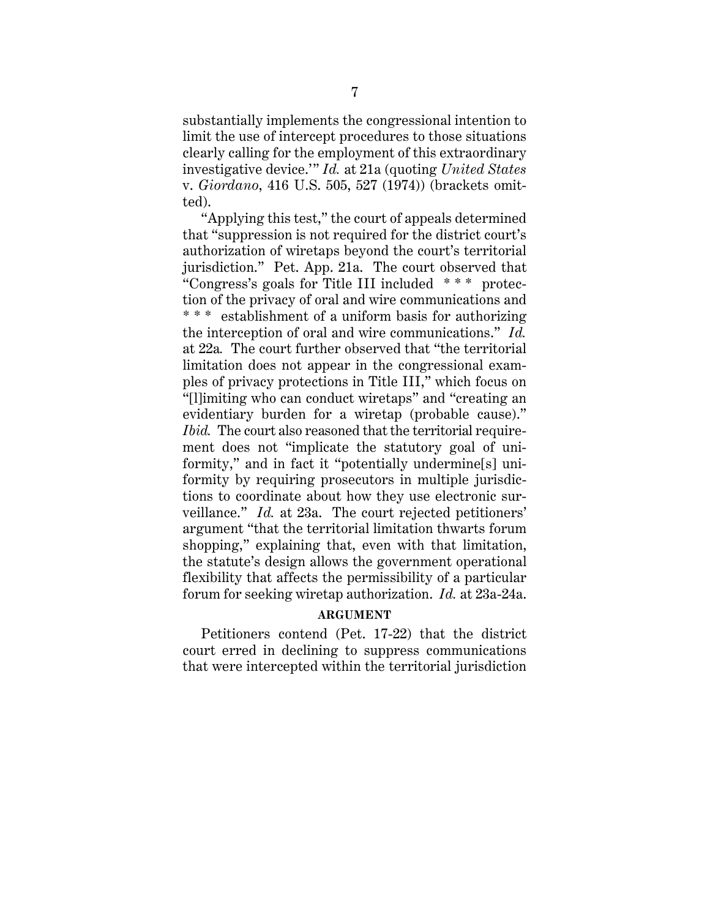substantially implements the congressional intention to limit the use of intercept procedures to those situations clearly calling for the employment of this extraordinary investigative device.'" *Id.* at 21a (quoting *United States* v. *Giordano*, 416 U.S. 505, 527 (1974)) (brackets omitted).

"Applying this test," the court of appeals determined that "suppression is not required for the district court's authorization of wiretaps beyond the court's territorial jurisdiction." Pet. App. 21a. The court observed that "Congress's goals for Title III included * * * protection of the privacy of oral and wire communications and * * * establishment of a uniform basis for authorizing the interception of oral and wire communications." *Id.* at 22a. The court further observed that "the territorial limitation does not appear in the congressional examples of privacy protections in Title III," which focus on "[l]imiting who can conduct wiretaps" and "creating an evidentiary burden for a wiretap (probable cause)." *Ibid.* The court also reasoned that the territorial requirement does not "implicate the statutory goal of uniformity," and in fact it "potentially undermine[s] uniformity by requiring prosecutors in multiple jurisdictions to coordinate about how they use electronic surveillance." *Id.* at 23a. The court rejected petitioners' argument "that the territorial limitation thwarts forum shopping," explaining that, even with that limitation, the statute's design allows the government operational flexibility that affects the permissibility of a particular forum for seeking wiretap authorization. *Id.* at 23a-24a.

## ARGUMENT

Petitioners contend (Pet. 17-22) that the district court erred in declining to suppress communications that were intercepted within the territorial jurisdiction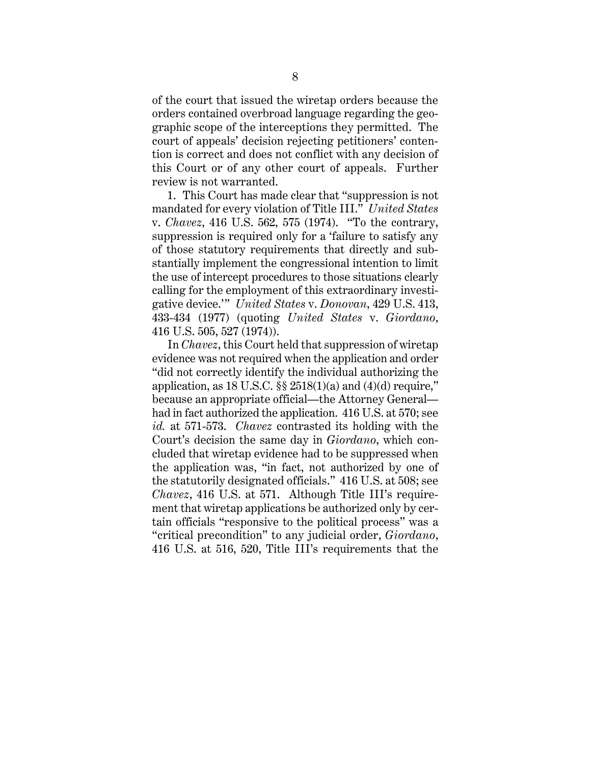of the court that issued the wiretap orders because the orders contained overbroad language regarding the geographic scope of the interceptions they permitted. The court of appeals' decision rejecting petitioners' contention is correct and does not conflict with any decision of this Court or of any other court of appeals. Further review is not warranted.

1. This Court has made clear that "suppression is not mandated for every violation of Title III." *United States* v. *Chavez*, 416 U.S. 562, 575 (1974). "To the contrary, suppression is required only for a 'failure to satisfy any of those statutory requirements that directly and substantially implement the congressional intention to limit the use of intercept procedures to those situations clearly calling for the employment of this extraordinary investigative device.'" *United States* v. *Donovan*, 429 U.S. 413, 433-434 (1977) (quoting *United States* v. *Giordano*, 416 U.S. 505, 527 (1974)).

In *Chavez*, this Court held that suppression of wiretap evidence was not required when the application and order "did not correctly identify the individual authorizing the application, as 18 U.S.C. §§ 2518(1)(a) and (4)(d) require," because an appropriate official—the Attorney General—had in fact authorized the application. 416 U.S. at 570; see *id.* at 571-573. *Chavez* contrasted its holding with the Court's decision the same day in *Giordano*, which concluded that wiretap evidence had to be suppressed when the application was, "in fact, not authorized by one of the statutorily designated officials." 416 U.S. at 508; see *Chavez*, 416 U.S. at 571. Although Title III's requirement that wiretap applications be authorized only by certain officials "responsive to the political process" was a "critical precondition" to any judicial order, *Giordano*, 416 U.S. at 516, 520, Title III's requirements that the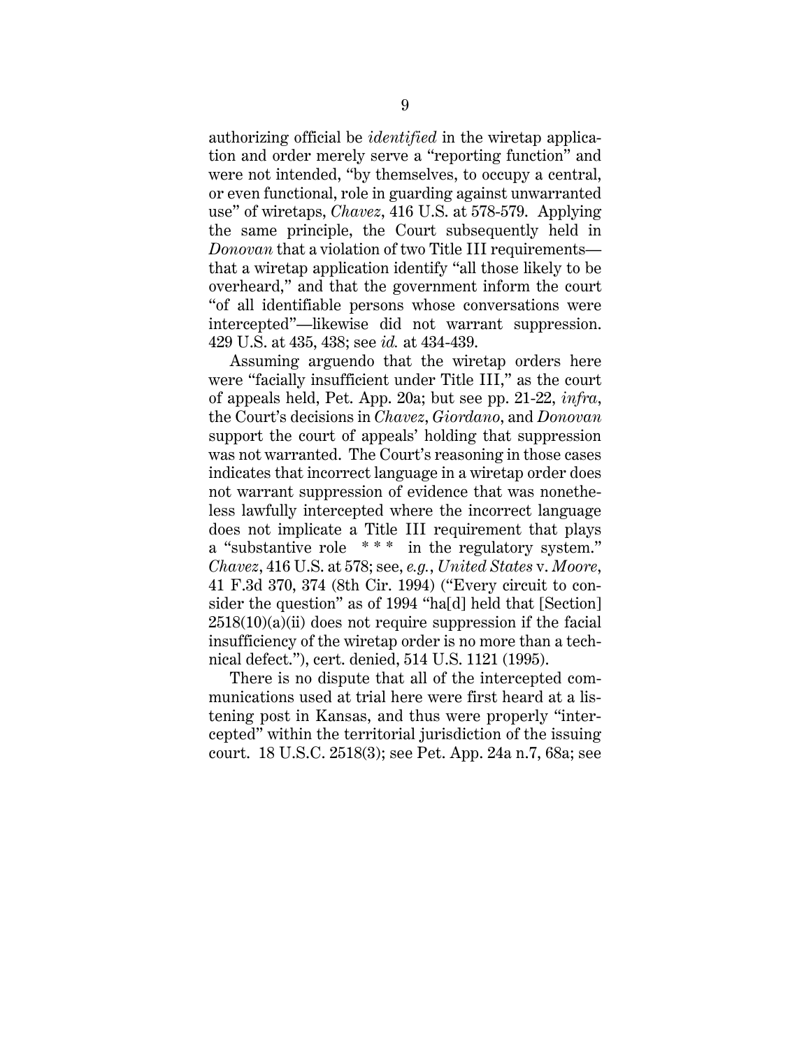authorizing official be *identified* in the wiretap application and order merely serve a "reporting function" and were not intended, "by themselves, to occupy a central, or even functional, role in guarding against unwarranted use" of wiretaps, *Chavez*, 416 U.S. at 578-579. Applying the same principle, the Court subsequently held in *Donovan* that a violation of two Title III requirements—that a wiretap application identify "all those likely to be overheard," and that the government inform the court "of all identifiable persons whose conversations were intercepted"—likewise did not warrant suppression. 429 U.S. at 435, 438; see *id.* at 434-439.

Assuming arguendo that the wiretap orders here were "facially insufficient under Title III," as the court of appeals held, Pet. App. 20a; but see pp. 21-22, *infra*, the Court's decisions in *Chavez*, *Giordano*, and *Donovan* support the court of appeals' holding that suppression was not warranted. The Court's reasoning in those cases indicates that incorrect language in a wiretap order does not warrant suppression of evidence that was nonetheless lawfully intercepted where the incorrect language does not implicate a Title III requirement that plays a "substantive role * * * in the regulatory system." *Chavez*, 416 U.S. at 578; see, *e.g.*, *United States* v. *Moore*, 41 F.3d 370, 374 (8th Cir. 1994) ("Every circuit to consider the question" as of 1994 "ha[d] held that [Section] 2518(10)(a)(ii) does not require suppression if the facial insufficiency of the wiretap order is no more than a technical defect."), cert. denied, 514 U.S. 1121 (1995).

There is no dispute that all of the intercepted communications used at trial here were first heard at a listening post in Kansas, and thus were properly "intercepted" within the territorial jurisdiction of the issuing court. 18 U.S.C. 2518(3); see Pet. App. 24a n.7, 68a; see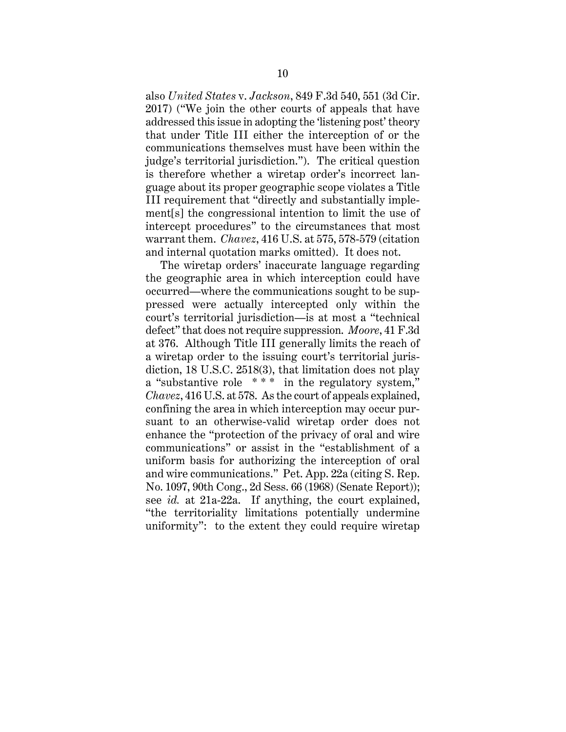also *United States* v. *Jackson*, 849 F.3d 540, 551 (3d Cir. 2017) ("We join the other courts of appeals that have addressed this issue in adopting the 'listening post' theory that under Title III either the interception of or the communications themselves must have been within the judge's territorial jurisdiction."). The critical question is therefore whether a wiretap order's incorrect language about its proper geographic scope violates a Title III requirement that "directly and substantially implement[s] the congressional intention to limit the use of intercept procedures" to the circumstances that most warrant them. *Chavez*, 416 U.S. at 575, 578-579 (citation and internal quotation marks omitted). It does not.

The wiretap orders' inaccurate language regarding the geographic area in which interception could have occurred—where the communications sought to be suppressed were actually intercepted only within the court's territorial jurisdiction—is at most a "technical defect" that does not require suppression. *Moore*, 41 F.3d at 376. Although Title III generally limits the reach of a wiretap order to the issuing court's territorial jurisdiction, 18 U.S.C. 2518(3), that limitation does not play a "substantive role * * * in the regulatory system," *Chavez*, 416 U.S. at 578. As the court of appeals explained, confining the area in which interception may occur pursuant to an otherwise-valid wiretap order does not enhance the "protection of the privacy of oral and wire communications" or assist in the "establishment of a uniform basis for authorizing the interception of oral and wire communications." Pet. App. 22a (citing S. Rep. No. 1097, 90th Cong., 2d Sess. 66 (1968) (Senate Report)); see *id.* at 21a-22a. If anything, the court explained, "the territoriality limitations potentially undermine uniformity": to the extent they could require wiretap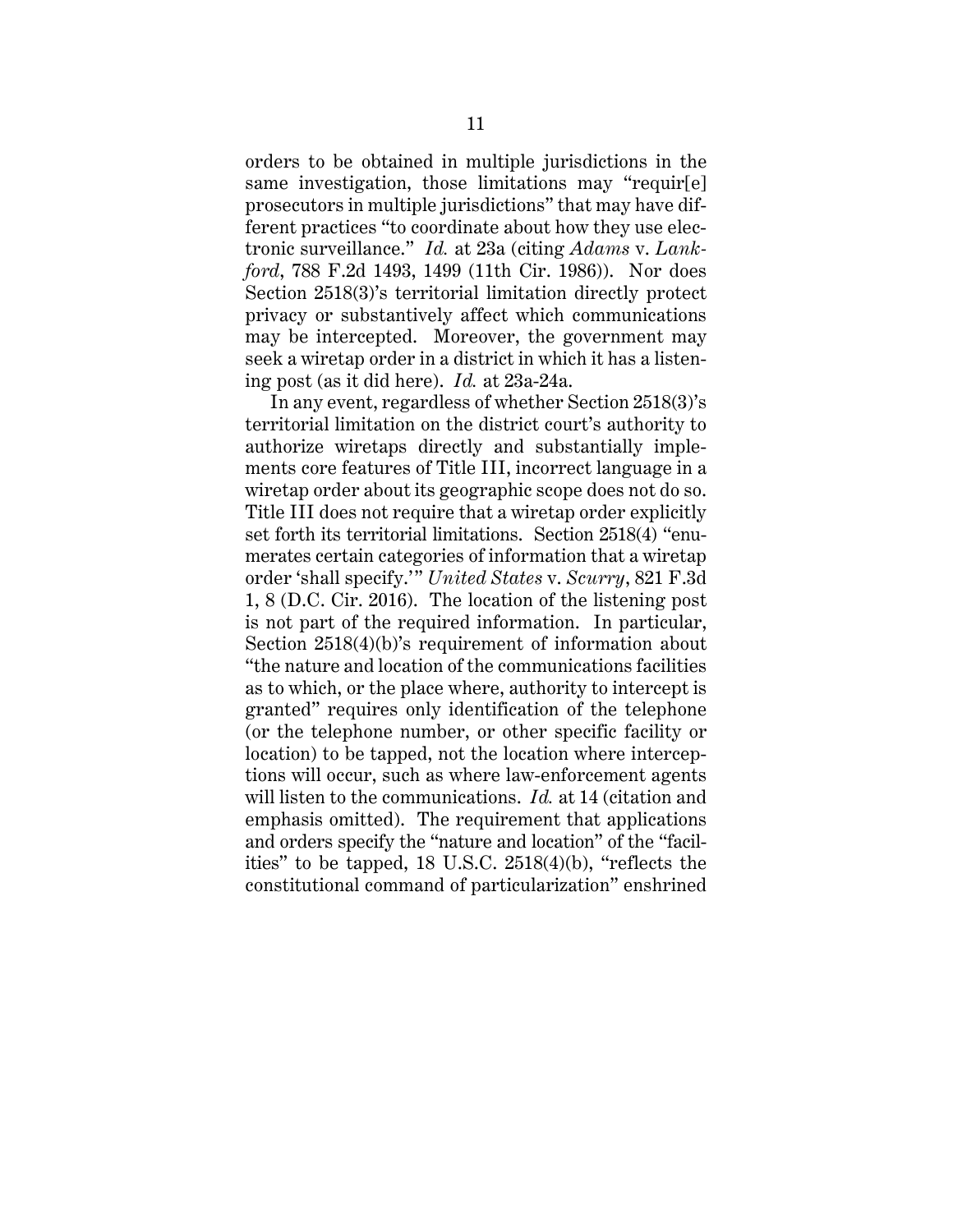orders to be obtained in multiple jurisdictions in the same investigation, those limitations may "requir[e] prosecutors in multiple jurisdictions" that may have different practices "to coordinate about how they use electronic surveillance." *Id.* at 23a (citing *Adams* v. *Lankford*, 788 F.2d 1493, 1499 (11th Cir. 1986)). Nor does Section 2518(3)'s territorial limitation directly protect privacy or substantively affect which communications may be intercepted. Moreover, the government may seek a wiretap order in a district in which it has a listening post (as it did here). *Id.* at 23a-24a.

In any event, regardless of whether Section 2518(3)'s territorial limitation on the district court's authority to authorize wiretaps directly and substantially implements core features of Title III, incorrect language in a wiretap order about its geographic scope does not do so. Title III does not require that a wiretap order explicitly set forth its territorial limitations. Section 2518(4) "enumerates certain categories of information that a wiretap order 'shall specify.'" *United States* v. *Scurry*, 821 F.3d 1, 8 (D.C. Cir. 2016). The location of the listening post is not part of the required information. In particular, Section 2518(4)(b)'s requirement of information about "the nature and location of the communications facilities as to which, or the place where, authority to intercept is granted" requires only identification of the telephone (or the telephone number, or other specific facility or location) to be tapped, not the location where interceptions will occur, such as where law-enforcement agents will listen to the communications. *Id.* at 14 (citation and emphasis omitted). The requirement that applications and orders specify the "nature and location" of the "facilities" to be tapped, 18 U.S.C. 2518(4)(b), "reflects the constitutional command of particularization" enshrined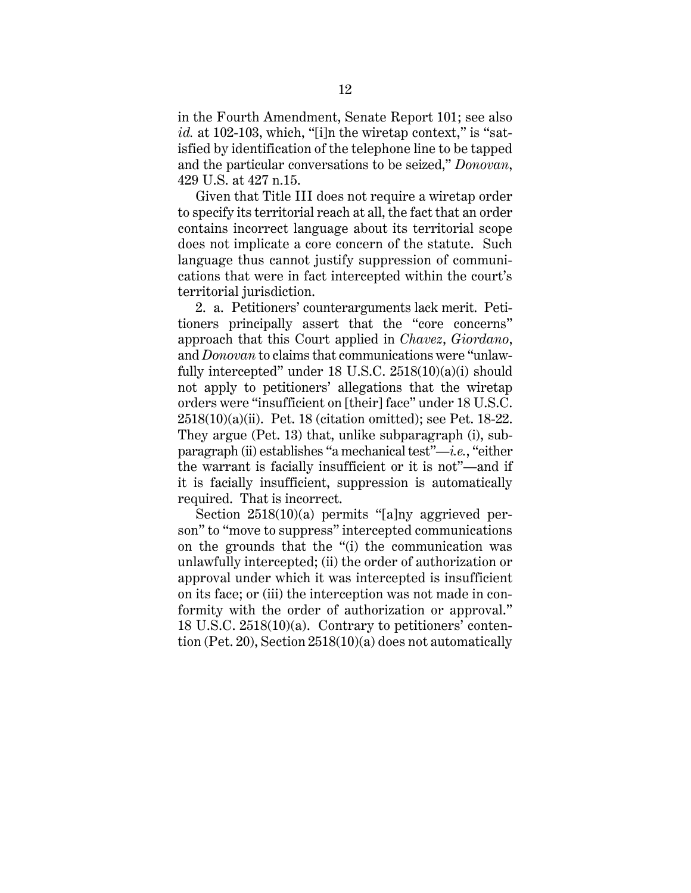in the Fourth Amendment, Senate Report 101; see also *id.* at 102-103, which, "[i]n the wiretap context," is "satisfied by identification of the telephone line to be tapped and the particular conversations to be seized," *Donovan*, 429 U.S. at 427 n.15.

Given that Title III does not require a wiretap order to specify its territorial reach at all, the fact that an order contains incorrect language about its territorial scope does not implicate a core concern of the statute. Such language thus cannot justify suppression of communications that were in fact intercepted within the court's territorial jurisdiction.

2. a. Petitioners' counterarguments lack merit. Petitioners principally assert that the "core concerns" approach that this Court applied in *Chavez*, *Giordano*, and *Donovan* to claims that communications were "unlawfully intercepted" under 18 U.S.C. 2518(10)(a)(i) should not apply to petitioners' allegations that the wiretap orders were "insufficient on [their] face" under 18 U.S.C. 2518(10)(a)(ii). Pet. 18 (citation omitted); see Pet. 18-22. They argue (Pet. 13) that, unlike subparagraph (i), subparagraph (ii) establishes "a mechanical test"—*i.e.*, "either the warrant is facially insufficient or it is not"—and if it is facially insufficient, suppression is automatically required. That is incorrect.

Section 2518(10)(a) permits "[a]ny aggrieved person" to "move to suppress" intercepted communications on the grounds that the "(i) the communication was unlawfully intercepted; (ii) the order of authorization or approval under which it was intercepted is insufficient on its face; or (iii) the interception was not made in conformity with the order of authorization or approval." 18 U.S.C. 2518(10)(a). Contrary to petitioners' contention (Pet. 20), Section 2518(10)(a) does not automatically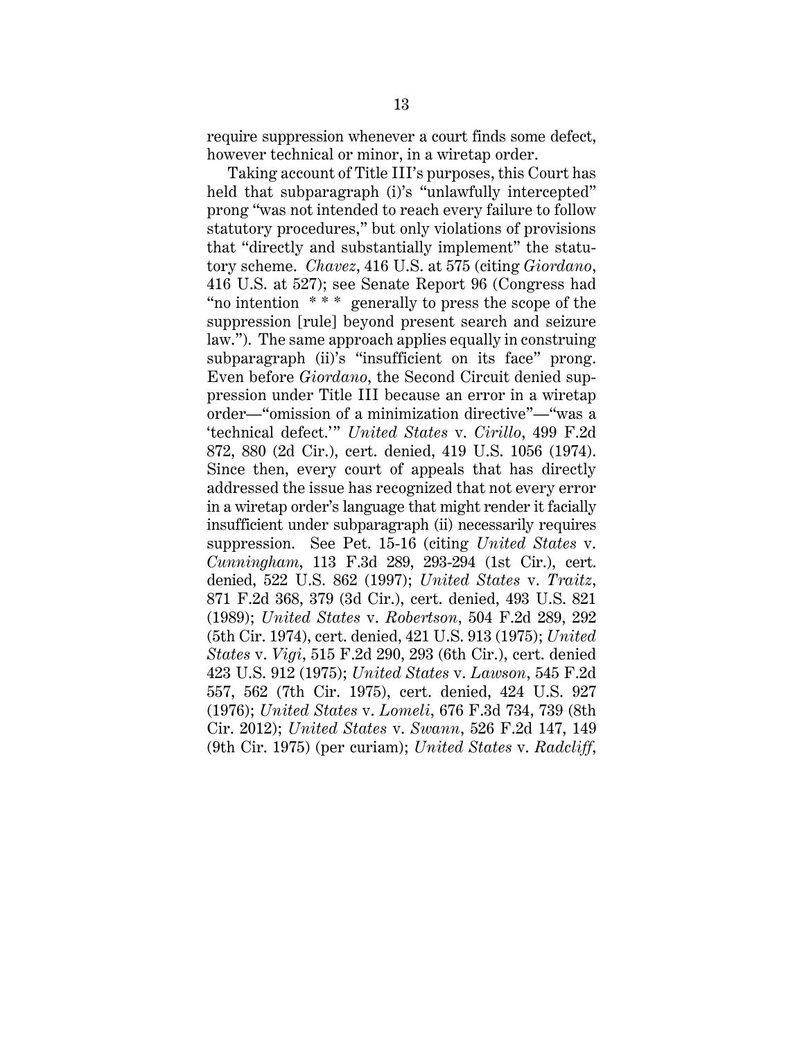require suppression whenever a court finds some defect, however technical or minor, in a wiretap order.

Taking account of Title III's purposes, this Court has held that subparagraph (i)'s "unlawfully intercepted" prong "was not intended to reach every failure to follow statutory procedures," but only violations of provisions that "directly and substantially implement" the statutory scheme. *Chavez*, 416 U.S. at 575 (citing *Giordano*, 416 U.S. at 527); see Senate Report 96 (Congress had "no intention * * * generally to press the scope of the suppression [rule] beyond present search and seizure law."). The same approach applies equally in construing subparagraph (ii)'s "insufficient on its face" prong. Even before *Giordano*, the Second Circuit denied suppression under Title III because an error in a wiretap order—"omission of a minimization directive"—"was a 'technical defect.'" *United States* v. *Cirillo*, 499 F.2d 872, 880 (2d Cir.), cert. denied, 419 U.S. 1056 (1974). Since then, every court of appeals that has directly addressed the issue has recognized that not every error in a wiretap order's language that might render it facially insufficient under subparagraph (ii) necessarily requires suppression. See Pet. 15-16 (citing *United States* v. *Cunningham*, 113 F.3d 289, 293-294 (1st Cir.), cert. denied, 522 U.S. 862 (1997); *United States* v. *Traitz*, 871 F.2d 368, 379 (3d Cir.), cert. denied, 493 U.S. 821 (1989); *United States* v. *Robertson*, 504 F.2d 289, 292 (5th Cir. 1974), cert. denied, 421 U.S. 913 (1975); *United States* v. *Vigi*, 515 F.2d 290, 293 (6th Cir.), cert. denied 423 U.S. 912 (1975); *United States* v. *Lawson*, 545 F.2d 557, 562 (7th Cir. 1975), cert. denied, 424 U.S. 927 (1976); *United States* v. *Lomeli*, 676 F.3d 734, 739 (8th Cir. 2012); *United States* v. *Swann*, 526 F.2d 147, 149 (9th Cir. 1975) (per curiam); *United States* v. *Radcliff*,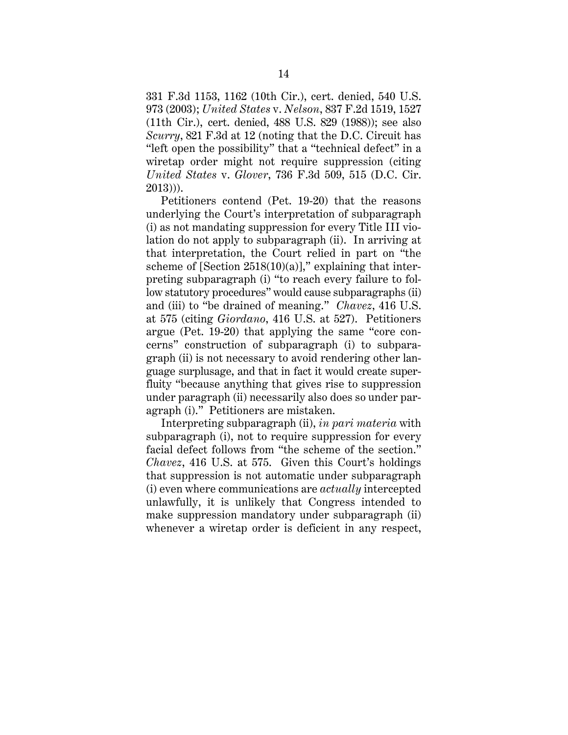331 F.3d 1153, 1162 (10th Cir.), cert. denied, 540 U.S. 973 (2003); *United States* v. *Nelson*, 837 F.2d 1519, 1527 (11th Cir.), cert. denied, 488 U.S. 829 (1988)); see also *Scurry*, 821 F.3d at 12 (noting that the D.C. Circuit has "left open the possibility" that a "technical defect" in a wiretap order might not require suppression (citing *United States* v. *Glover*, 736 F.3d 509, 515 (D.C. Cir. 2013))).

Petitioners contend (Pet. 19-20) that the reasons underlying the Court's interpretation of subparagraph (i) as not mandating suppression for every Title III violation do not apply to subparagraph (ii). In arriving at that interpretation, the Court relied in part on "the scheme of [Section 2518(10)(a)]," explaining that interpreting subparagraph (i) "to reach every failure to follow statutory procedures" would cause subparagraphs (ii) and (iii) to "be drained of meaning." *Chavez*, 416 U.S. at 575 (citing *Giordano*, 416 U.S. at 527). Petitioners argue (Pet. 19-20) that applying the same "core concerns" construction of subparagraph (i) to subparagraph (ii) is not necessary to avoid rendering other language surplusage, and that in fact it would create superfluity "because anything that gives rise to suppression under paragraph (ii) necessarily also does so under paragraph (i)." Petitioners are mistaken.

Interpreting subparagraph (ii), *in pari materia* with subparagraph (i), not to require suppression for every facial defect follows from "the scheme of the section." *Chavez*, 416 U.S. at 575. Given this Court's holdings that suppression is not automatic under subparagraph (i) even where communications are *actually* intercepted unlawfully, it is unlikely that Congress intended to make suppression mandatory under subparagraph (ii) whenever a wiretap order is deficient in any respect,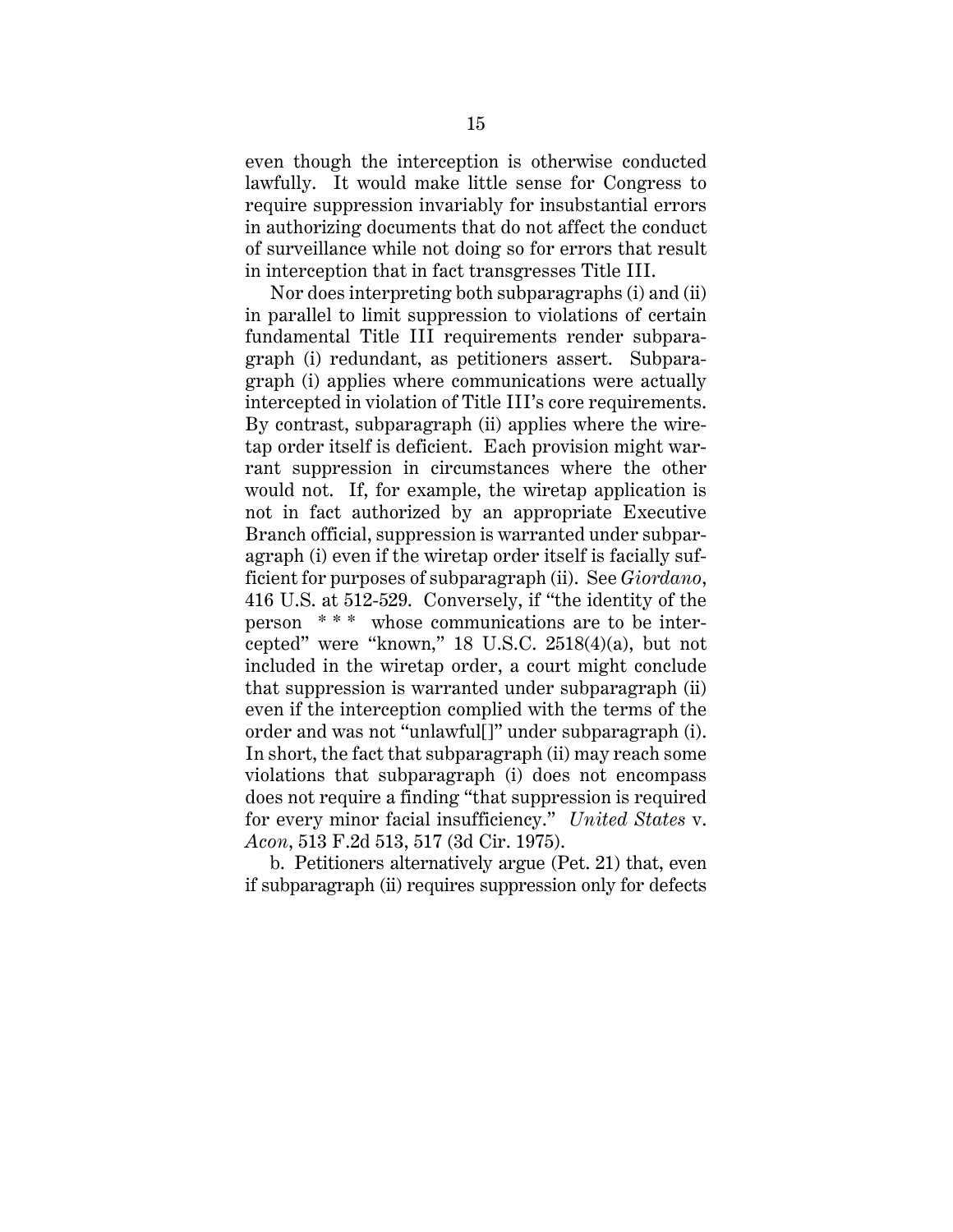even though the interception is otherwise conducted lawfully. It would make little sense for Congress to require suppression invariably for insubstantial errors in authorizing documents that do not affect the conduct of surveillance while not doing so for errors that result in interception that in fact transgresses Title III.

Nor does interpreting both subparagraphs (i) and (ii) in parallel to limit suppression to violations of certain fundamental Title III requirements render subparagraph (i) redundant, as petitioners assert. Subparagraph (i) applies where communications were actually intercepted in violation of Title III's core requirements. By contrast, subparagraph (ii) applies where the wiretap order itself is deficient. Each provision might warrant suppression in circumstances where the other would not. If, for example, the wiretap application is not in fact authorized by an appropriate Executive Branch official, suppression is warranted under subparagraph (i) even if the wiretap order itself is facially sufficient for purposes of subparagraph (ii). See *Giordano*, 416 U.S. at 512-529. Conversely, if "the identity of the person * * * whose communications are to be intercepted" were "known," 18 U.S.C. 2518(4)(a), but not included in the wiretap order, a court might conclude that suppression is warranted under subparagraph (ii) even if the interception complied with the terms of the order and was not "unlawful[]" under subparagraph (i). In short, the fact that subparagraph (ii) may reach some violations that subparagraph (i) does not encompass does not require a finding "that suppression is required for every minor facial insufficiency." *United States* v. *Acon*, 513 F.2d 513, 517 (3d Cir. 1975).

b. Petitioners alternatively argue (Pet. 21) that, even if subparagraph (ii) requires suppression only for defects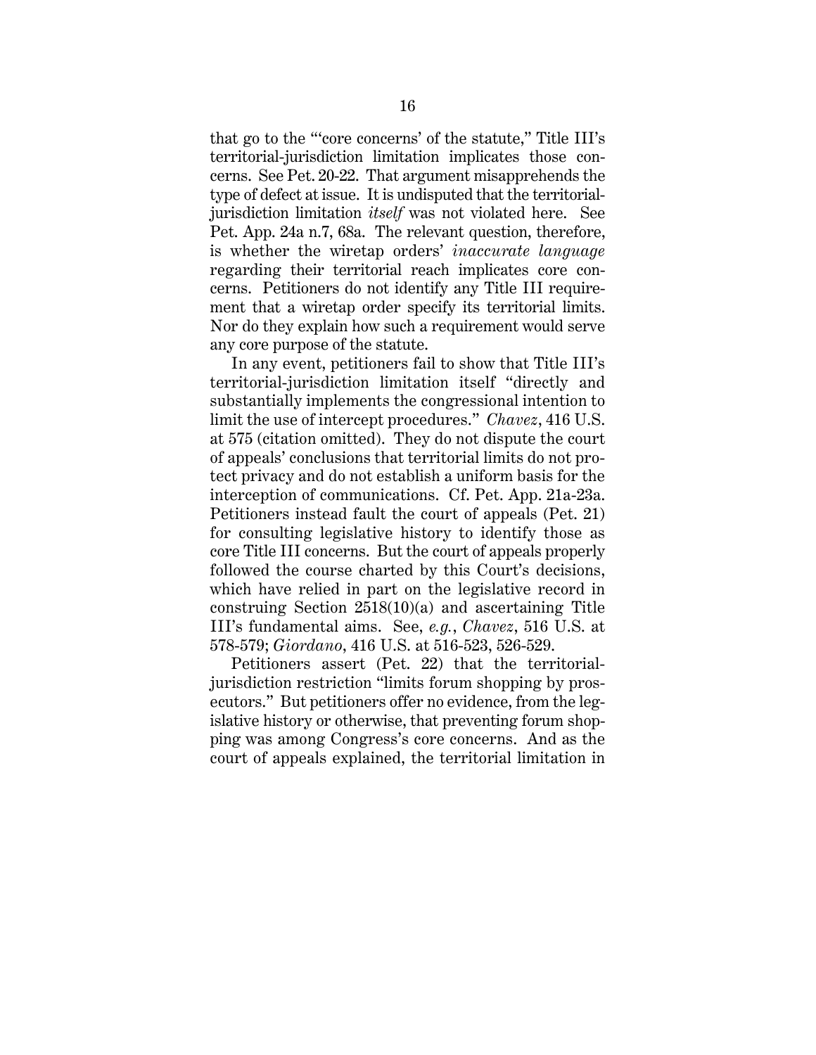that go to the "'core concerns' of the statute," Title III's territorial-jurisdiction limitation implicates those concerns. See Pet. 20-22. That argument misapprehends the type of defect at issue. It is undisputed that the territorial-jurisdiction limitation *itself* was not violated here. See Pet. App. 24a n.7, 68a. The relevant question, therefore, is whether the wiretap orders' *inaccurate language* regarding their territorial reach implicates core concerns. Petitioners do not identify any Title III requirement that a wiretap order specify its territorial limits. Nor do they explain how such a requirement would serve any core purpose of the statute.

In any event, petitioners fail to show that Title III's territorial-jurisdiction limitation itself "directly and substantially implements the congressional intention to limit the use of intercept procedures." *Chavez*, 416 U.S. at 575 (citation omitted). They do not dispute the court of appeals' conclusions that territorial limits do not protect privacy and do not establish a uniform basis for the interception of communications. Cf. Pet. App. 21a-23a. Petitioners instead fault the court of appeals (Pet. 21) for consulting legislative history to identify those as core Title III concerns. But the court of appeals properly followed the course charted by this Court's decisions, which have relied in part on the legislative record in construing Section 2518(10)(a) and ascertaining Title III's fundamental aims. See, *e.g.*, *Chavez*, 516 U.S. at 578-579; *Giordano*, 416 U.S. at 516-523, 526-529.

Petitioners assert (Pet. 22) that the territorial-jurisdiction restriction "limits forum shopping by prosecutors." But petitioners offer no evidence, from the legislative history or otherwise, that preventing forum shopping was among Congress's core concerns. And as the court of appeals explained, the territorial limitation in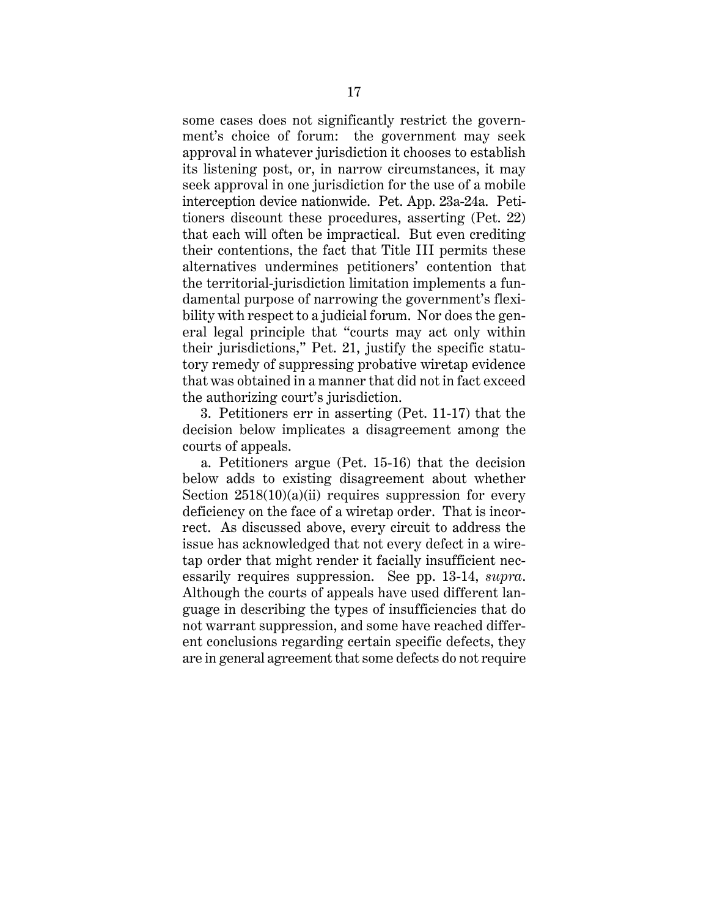some cases does not significantly restrict the government's choice of forum: the government may seek approval in whatever jurisdiction it chooses to establish its listening post, or, in narrow circumstances, it may seek approval in one jurisdiction for the use of a mobile interception device nationwide. Pet. App. 23a-24a. Petitioners discount these procedures, asserting (Pet. 22) that each will often be impractical. But even crediting their contentions, the fact that Title III permits these alternatives undermines petitioners' contention that the territorial-jurisdiction limitation implements a fundamental purpose of narrowing the government's flexibility with respect to a judicial forum. Nor does the general legal principle that "courts may act only within their jurisdictions," Pet. 21, justify the specific statutory remedy of suppressing probative wiretap evidence that was obtained in a manner that did not in fact exceed the authorizing court's jurisdiction.

3. Petitioners err in asserting (Pet. 11-17) that the decision below implicates a disagreement among the courts of appeals.

a. Petitioners argue (Pet. 15-16) that the decision below adds to existing disagreement about whether Section 2518(10)(a)(ii) requires suppression for every deficiency on the face of a wiretap order. That is incorrect. As discussed above, every circuit to address the issue has acknowledged that not every defect in a wiretap order that might render it facially insufficient necessarily requires suppression. See pp. 13-14, *supra*. Although the courts of appeals have used different language in describing the types of insufficiencies that do not warrant suppression, and some have reached different conclusions regarding certain specific defects, they are in general agreement that some defects do not require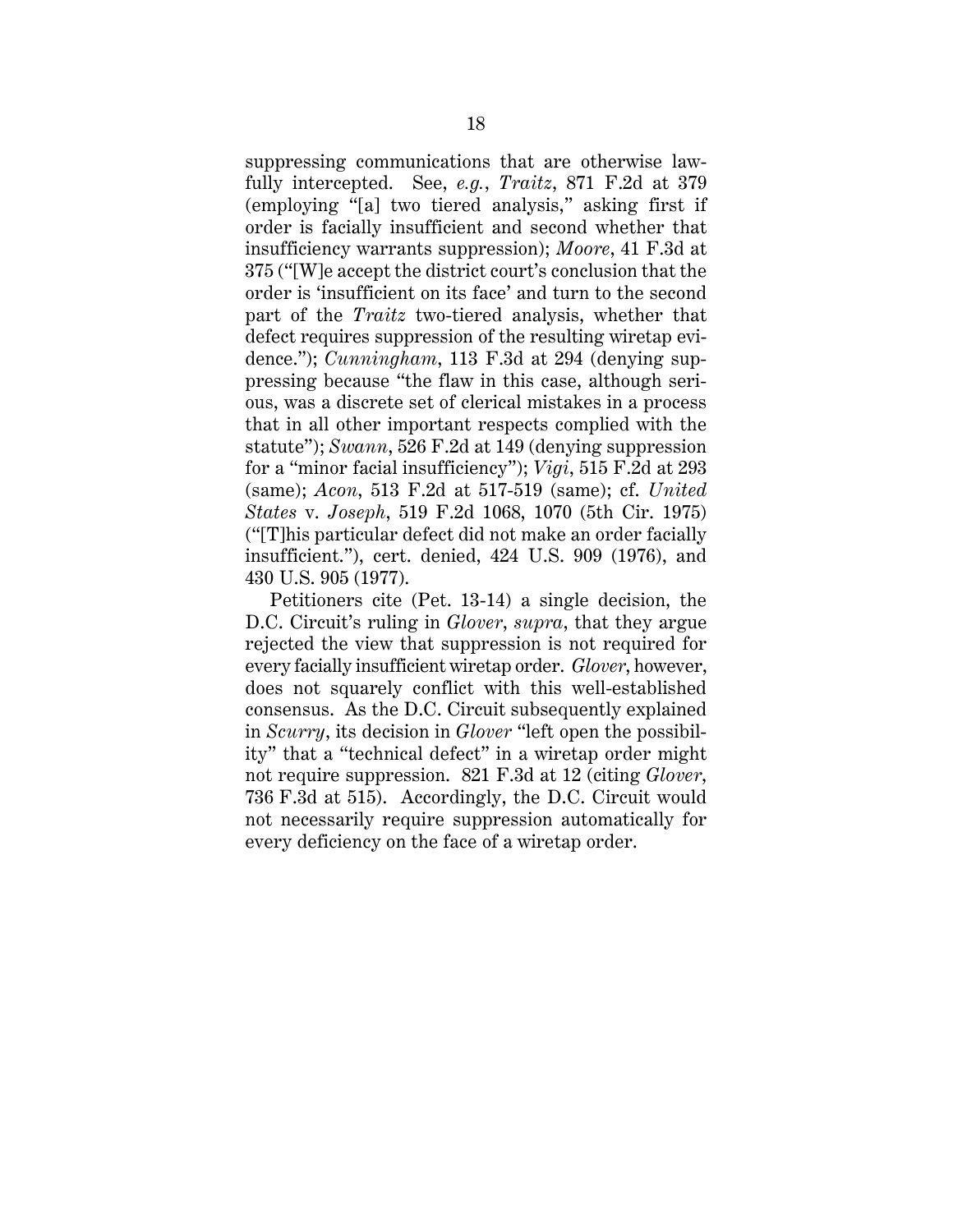suppressing communications that are otherwise lawfully intercepted. See, *e.g.*, *Traitz*, 871 F.2d at 379 (employing "[a] two tiered analysis," asking first if order is facially insufficient and second whether that insufficiency warrants suppression); *Moore*, 41 F.3d at 375 ("[W]e accept the district court's conclusion that the order is 'insufficient on its face' and turn to the second part of the *Traitz* two-tiered analysis, whether that defect requires suppression of the resulting wiretap evidence."); *Cunningham*, 113 F.3d at 294 (denying suppressing because "the flaw in this case, although serious, was a discrete set of clerical mistakes in a process that in all other important respects complied with the statute"); *Swann*, 526 F.2d at 149 (denying suppression for a "minor facial insufficiency"); *Vigi*, 515 F.2d at 293 (same); *Acon*, 513 F.2d at 517-519 (same); cf. *United States* v. *Joseph*, 519 F.2d 1068, 1070 (5th Cir. 1975) ("[T]his particular defect did not make an order facially insufficient."), cert. denied, 424 U.S. 909 (1976), and 430 U.S. 905 (1977).

Petitioners cite (Pet. 13-14) a single decision, the D.C. Circuit's ruling in *Glover*, *supra*, that they argue rejected the view that suppression is not required for every facially insufficient wiretap order. *Glover*, however, does not squarely conflict with this well-established consensus. As the D.C. Circuit subsequently explained in *Scurry*, its decision in *Glover* "left open the possibility" that a "technical defect" in a wiretap order might not require suppression. 821 F.3d at 12 (citing *Glover*, 736 F.3d at 515). Accordingly, the D.C. Circuit would not necessarily require suppression automatically for every deficiency on the face of a wiretap order.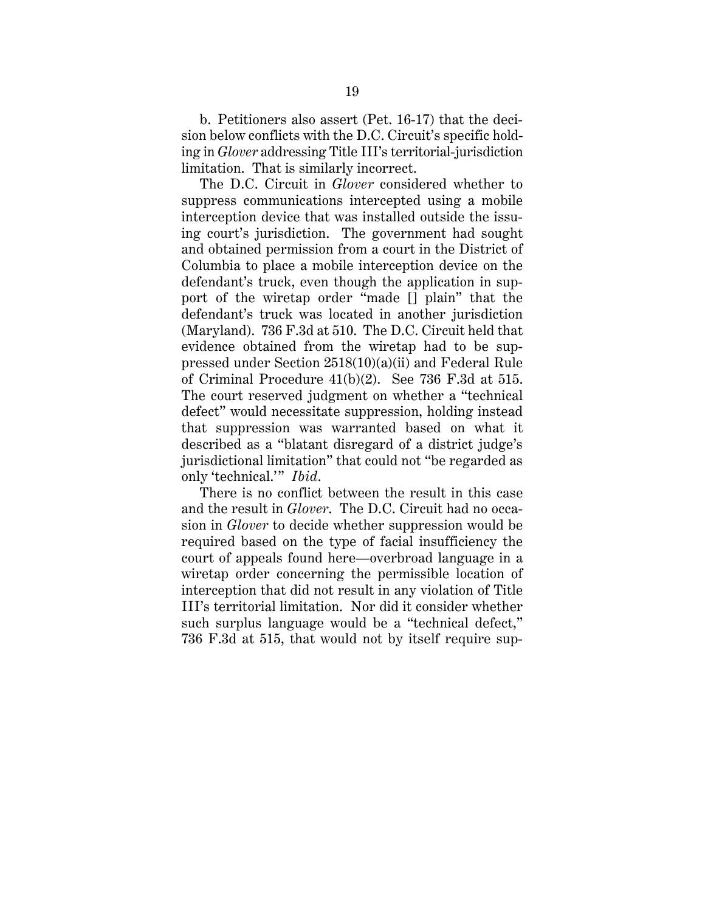b. Petitioners also assert (Pet. 16-17) that the decision below conflicts with the D.C. Circuit's specific holding in *Glover* addressing Title III's territorial-jurisdiction limitation. That is similarly incorrect.

The D.C. Circuit in *Glover* considered whether to suppress communications intercepted using a mobile interception device that was installed outside the issuing court's jurisdiction. The government had sought and obtained permission from a court in the District of Columbia to place a mobile interception device on the defendant's truck, even though the application in support of the wiretap order "made [] plain" that the defendant's truck was located in another jurisdiction (Maryland). 736 F.3d at 510. The D.C. Circuit held that evidence obtained from the wiretap had to be suppressed under Section 2518(10)(a)(ii) and Federal Rule of Criminal Procedure 41(b)(2). See 736 F.3d at 515. The court reserved judgment on whether a "technical defect" would necessitate suppression, holding instead that suppression was warranted based on what it described as a "blatant disregard of a district judge's jurisdictional limitation" that could not "be regarded as only 'technical.'" *Ibid.*

There is no conflict between the result in this case and the result in *Glover*. The D.C. Circuit had no occasion in *Glover* to decide whether suppression would be required based on the type of facial insufficiency the court of appeals found here—overbroad language in a wiretap order concerning the permissible location of interception that did not result in any violation of Title III's territorial limitation. Nor did it consider whether such surplus language would be a "technical defect," 736 F.3d at 515, that would not by itself require sup-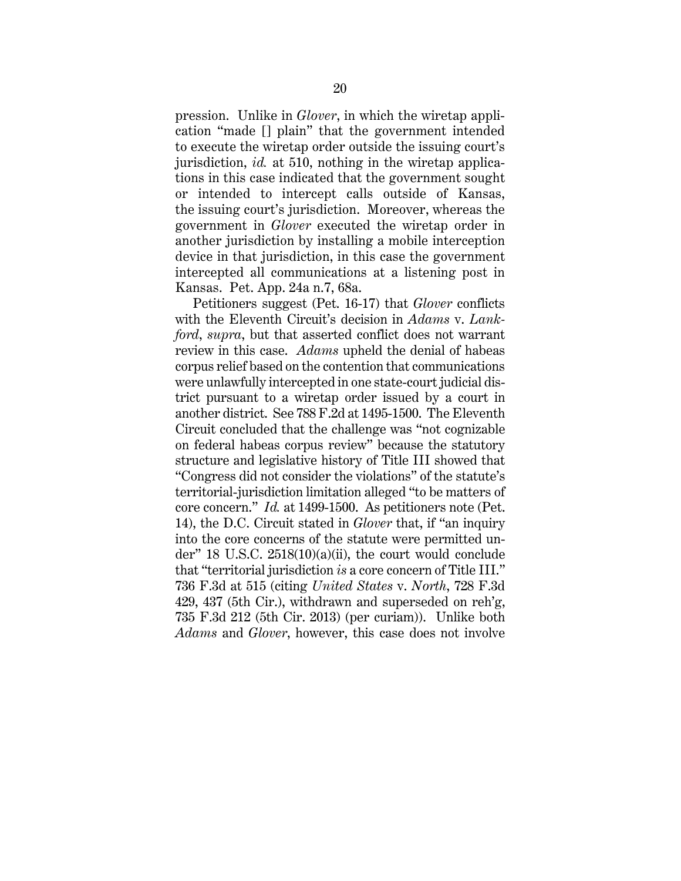pression. Unlike in *Glover*, in which the wiretap application "made [] plain" that the government intended to execute the wiretap order outside the issuing court's jurisdiction, *id.* at 510, nothing in the wiretap applications in this case indicated that the government sought or intended to intercept calls outside of Kansas, the issuing court's jurisdiction. Moreover, whereas the government in *Glover* executed the wiretap order in another jurisdiction by installing a mobile interception device in that jurisdiction, in this case the government intercepted all communications at a listening post in Kansas. Pet. App. 24a n.7, 68a.

Petitioners suggest (Pet. 16-17) that *Glover* conflicts with the Eleventh Circuit's decision in *Adams* v. *Lankford*, *supra*, but that asserted conflict does not warrant review in this case. *Adams* upheld the denial of habeas corpus relief based on the contention that communications were unlawfully intercepted in one state-court judicial district pursuant to a wiretap order issued by a court in another district. See 788 F.2d at 1495-1500. The Eleventh Circuit concluded that the challenge was "not cognizable on federal habeas corpus review" because the statutory structure and legislative history of Title III showed that "Congress did not consider the violations" of the statute's territorial-jurisdiction limitation alleged "to be matters of core concern." *Id.* at 1499-1500. As petitioners note (Pet. 14), the D.C. Circuit stated in *Glover* that, if "an inquiry into the core concerns of the statute were permitted under" 18 U.S.C. 2518(10)(a)(ii), the court would conclude that "territorial jurisdiction *is* a core concern of Title III." 736 F.3d at 515 (citing *United States* v. *North*, 728 F.3d 429, 437 (5th Cir.), withdrawn and superseded on reh'g, 735 F.3d 212 (5th Cir. 2013) (per curiam)). Unlike both *Adams* and *Glover*, however, this case does not involve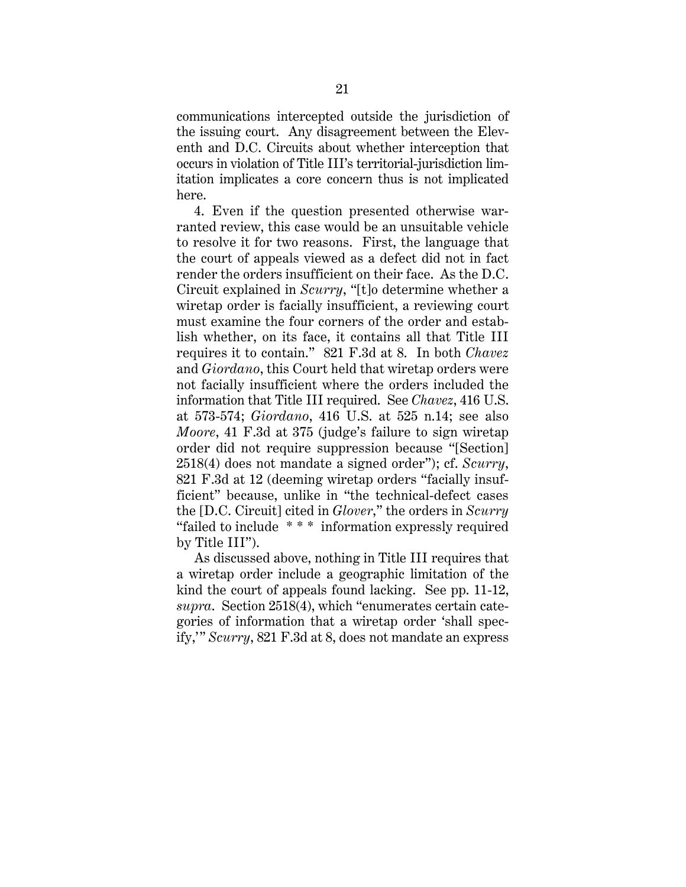communications intercepted outside the jurisdiction of the issuing court. Any disagreement between the Eleventh and D.C. Circuits about whether interception that occurs in violation of Title III's territorial-jurisdiction limitation implicates a core concern thus is not implicated here.

4. Even if the question presented otherwise warranted review, this case would be an unsuitable vehicle to resolve it for two reasons. First, the language that the court of appeals viewed as a defect did not in fact render the orders insufficient on their face. As the D.C. Circuit explained in *Scurry*, "[t]o determine whether a wiretap order is facially insufficient, a reviewing court must examine the four corners of the order and establish whether, on its face, it contains all that Title III requires it to contain." 821 F.3d at 8. In both *Chavez* and *Giordano*, this Court held that wiretap orders were not facially insufficient where the orders included the information that Title III required. See *Chavez*, 416 U.S. at 573-574; *Giordano*, 416 U.S. at 525 n.14; see also *Moore*, 41 F.3d at 375 (judge's failure to sign wiretap order did not require suppression because "[Section] 2518(4) does not mandate a signed order"); cf. *Scurry*, 821 F.3d at 12 (deeming wiretap orders "facially insufficient" because, unlike in "the technical-defect cases the [D.C. Circuit] cited in *Glover*," the orders in *Scurry* "failed to include * * * information expressly required by Title III").

As discussed above, nothing in Title III requires that a wiretap order include a geographic limitation of the kind the court of appeals found lacking. See pp. 11-12, *supra*. Section 2518(4), which "enumerates certain categories of information that a wiretap order 'shall specify,'" *Scurry*, 821 F.3d at 8, does not mandate an express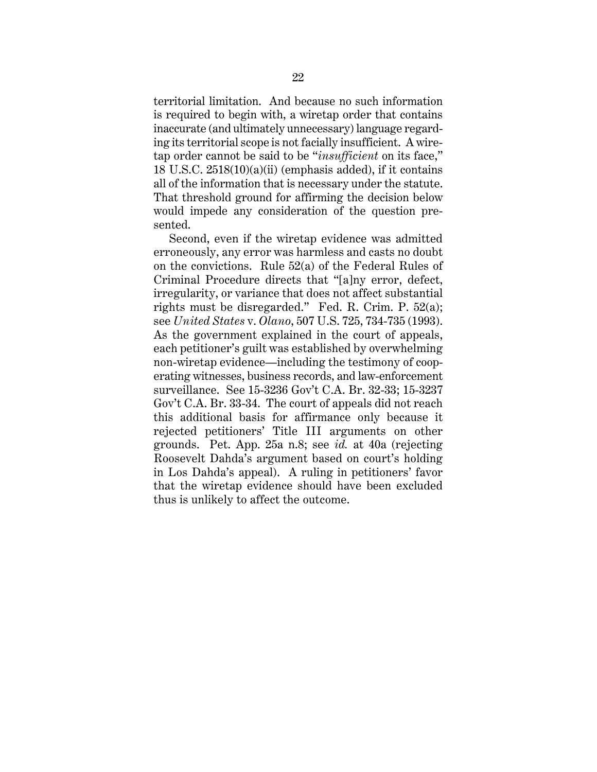territorial limitation. And because no such information is required to begin with, a wiretap order that contains inaccurate (and ultimately unnecessary) language regarding its territorial scope is not facially insufficient. A wiretap order cannot be said to be "*insufficient* on its face," 18 U.S.C. 2518(10)(a)(ii) (emphasis added), if it contains all of the information that is necessary under the statute. That threshold ground for affirming the decision below would impede any consideration of the question presented.

Second, even if the wiretap evidence was admitted erroneously, any error was harmless and casts no doubt on the convictions. Rule 52(a) of the Federal Rules of Criminal Procedure directs that "[a]ny error, defect, irregularity, or variance that does not affect substantial rights must be disregarded." Fed. R. Crim. P. 52(a); see *United States* v. *Olano*, 507 U.S. 725, 734-735 (1993). As the government explained in the court of appeals, each petitioner's guilt was established by overwhelming non-wiretap evidence—including the testimony of cooperating witnesses, business records, and law-enforcement surveillance. See 15-3236 Gov't C.A. Br. 32-33; 15-3237 Gov't C.A. Br. 33-34. The court of appeals did not reach this additional basis for affirmance only because it rejected petitioners' Title III arguments on other grounds. Pet. App. 25a n.8; see *id.* at 40a (rejecting Roosevelt Dahda's argument based on court's holding in Los Dahda's appeal). A ruling in petitioners' favor that the wiretap evidence should have been excluded thus is unlikely to affect the outcome.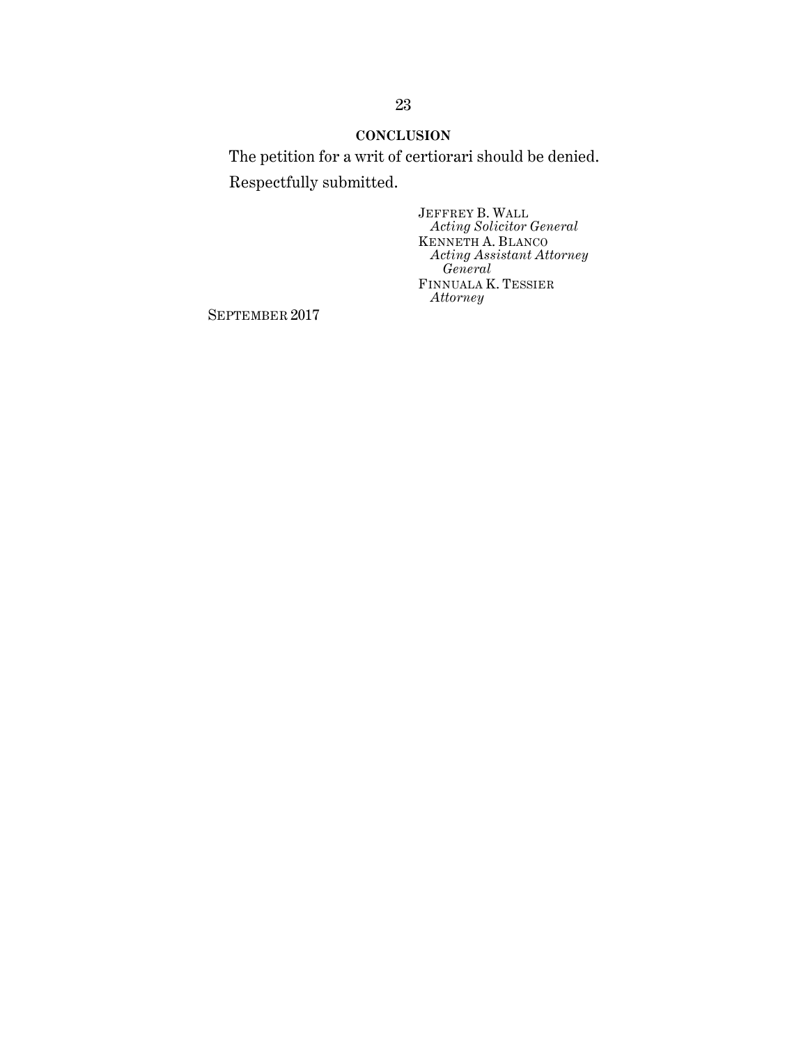## CONCLUSION

The petition for a writ of certiorari should be denied.

Respectfully submitted.

JEFFREY B. WALL
*Acting Solicitor General*
KENNETH A. BLANCO
*Acting Assistant Attorney General*
FINNUALA K. TESSIER
*Attorney*

SEPTEMBER 2017